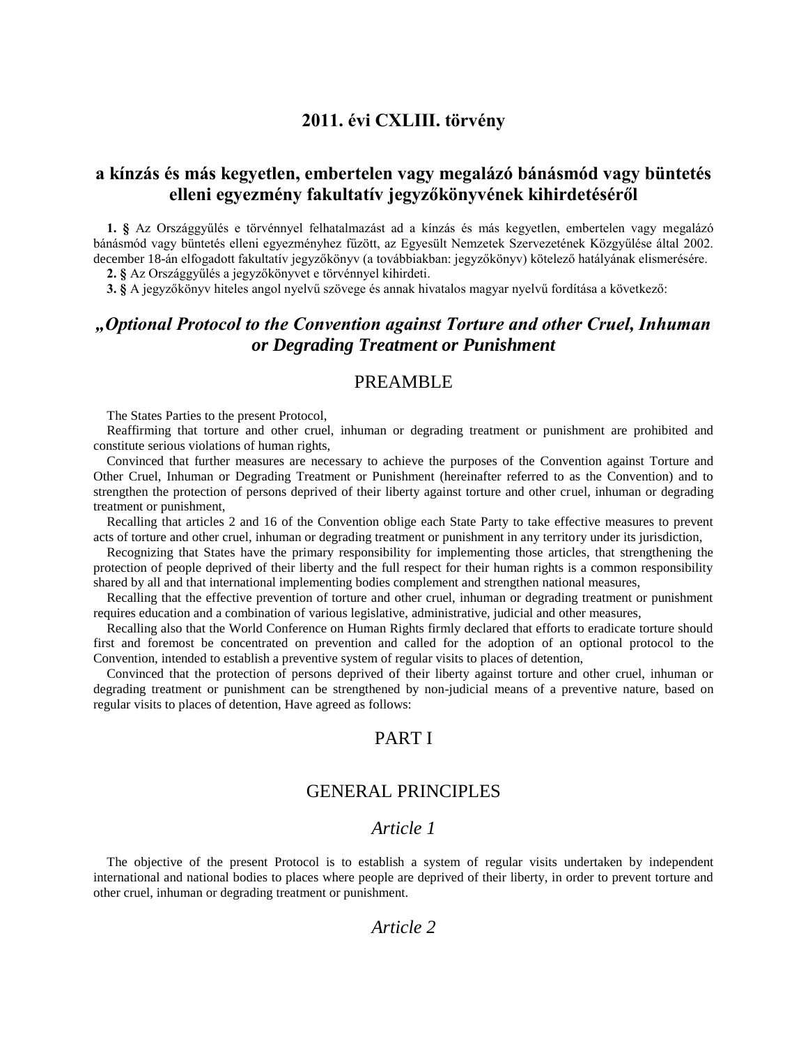# 2011. évi CXLIII. törvény

## a kínzás és más kegyetlen, embertelen vagy megalázó bánásmód vagy büntetés elleni egyezmény fakultatív jegyzőkönyvének kihirdetéséről

**1. §** Az Országgyűlés e törvénnyel felhatalmazást ad a kínzás és más kegyetlen, embertelen vagy megalázó bánásmód vagy büntetés elleni egyezményhez fűzött, az Egyesült Nemzetek Szervezetének Közgyűlése által 2002. december 18-án elfogadott fakultatív jegyzőkönyv (a továbbiakban: jegyzőkönyv) kötelező hatályának elismerésére.

**2. §** Az Országgyűlés a jegyzőkönyvet e törvénnyel kihirdeti.

**3. §** A jegyzőkönyv hiteles angol nyelvű szövege és annak hivatalos magyar nyelvű fordítása a következő:

## *„Optional Protocol to the Convention against Torture and other Cruel, Inhuman or Degrading Treatment or Punishment*

### PREAMBLE

The States Parties to the present Protocol,

Reaffirming that torture and other cruel, inhuman or degrading treatment or punishment are prohibited and constitute serious violations of human rights,

Convinced that further measures are necessary to achieve the purposes of the Convention against Torture and Other Cruel, Inhuman or Degrading Treatment or Punishment (hereinafter referred to as the Convention) and to strengthen the protection of persons deprived of their liberty against torture and other cruel, inhuman or degrading treatment or punishment,

Recalling that articles 2 and 16 of the Convention oblige each State Party to take effective measures to prevent acts of torture and other cruel, inhuman or degrading treatment or punishment in any territory under its jurisdiction,

Recognizing that States have the primary responsibility for implementing those articles, that strengthening the protection of people deprived of their liberty and the full respect for their human rights is a common responsibility shared by all and that international implementing bodies complement and strengthen national measures,

Recalling that the effective prevention of torture and other cruel, inhuman or degrading treatment or punishment requires education and a combination of various legislative, administrative, judicial and other measures,

Recalling also that the World Conference on Human Rights firmly declared that efforts to eradicate torture should first and foremost be concentrated on prevention and called for the adoption of an optional protocol to the Convention, intended to establish a preventive system of regular visits to places of detention,

Convinced that the protection of persons deprived of their liberty against torture and other cruel, inhuman or degrading treatment or punishment can be strengthened by non-judicial means of a preventive nature, based on regular visits to places of detention, Have agreed as follows:

### PART I

### GENERAL PRINCIPLES

### *Article 1*

The objective of the present Protocol is to establish a system of regular visits undertaken by independent international and national bodies to places where people are deprived of their liberty, in order to prevent torture and other cruel, inhuman or degrading treatment or punishment.

### *Article 2*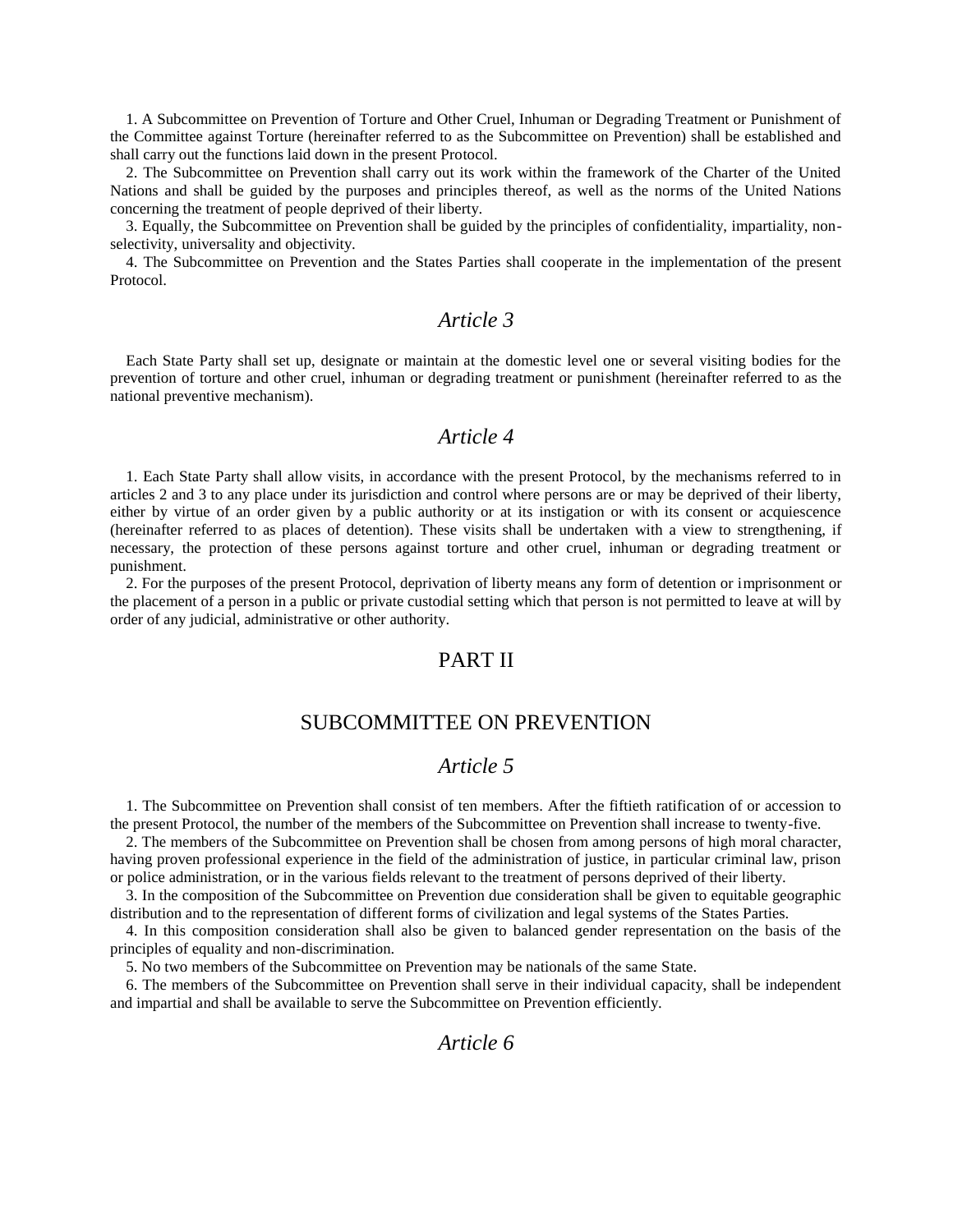1. A Subcommittee on Prevention of Torture and Other Cruel, Inhuman or Degrading Treatment or Punishment of the Committee against Torture (hereinafter referred to as the Subcommittee on Prevention) shall be established and shall carry out the functions laid down in the present Protocol.

2. The Subcommittee on Prevention shall carry out its work within the framework of the Charter of the United Nations and shall be guided by the purposes and principles thereof, as well as the norms of the United Nations concerning the treatment of people deprived of their liberty.

3. Equally, the Subcommittee on Prevention shall be guided by the principles of confidentiality, impartiality, non-selectivity, universality and objectivity.

4. The Subcommittee on Prevention and the States Parties shall cooperate in the implementation of the present Protocol.

## *Article 3*

Each State Party shall set up, designate or maintain at the domestic level one or several visiting bodies for the prevention of torture and other cruel, inhuman or degrading treatment or punishment (hereinafter referred to as the national preventive mechanism).

## *Article 4*

1. Each State Party shall allow visits, in accordance with the present Protocol, by the mechanisms referred to in articles 2 and 3 to any place under its jurisdiction and control where persons are or may be deprived of their liberty, either by virtue of an order given by a public authority or at its instigation or with its consent or acquiescence (hereinafter referred to as places of detention). These visits shall be undertaken with a view to strengthening, if necessary, the protection of these persons against torture and other cruel, inhuman or degrading treatment or punishment.

2. For the purposes of the present Protocol, deprivation of liberty means any form of detention or imprisonment or the placement of a person in a public or private custodial setting which that person is not permitted to leave at will by order of any judicial, administrative or other authority.

# PART II

# SUBCOMMITTEE ON PREVENTION

## *Article 5*

1. The Subcommittee on Prevention shall consist of ten members. After the fiftieth ratification of or accession to the present Protocol, the number of the members of the Subcommittee on Prevention shall increase to twenty-five.

2. The members of the Subcommittee on Prevention shall be chosen from among persons of high moral character, having proven professional experience in the field of the administration of justice, in particular criminal law, prison or police administration, or in the various fields relevant to the treatment of persons deprived of their liberty.

3. In the composition of the Subcommittee on Prevention due consideration shall be given to equitable geographic distribution and to the representation of different forms of civilization and legal systems of the States Parties.

4. In this composition consideration shall also be given to balanced gender representation on the basis of the principles of equality and non-discrimination.

5. No two members of the Subcommittee on Prevention may be nationals of the same State.

6. The members of the Subcommittee on Prevention shall serve in their individual capacity, shall be independent and impartial and shall be available to serve the Subcommittee on Prevention efficiently.

## *Article 6*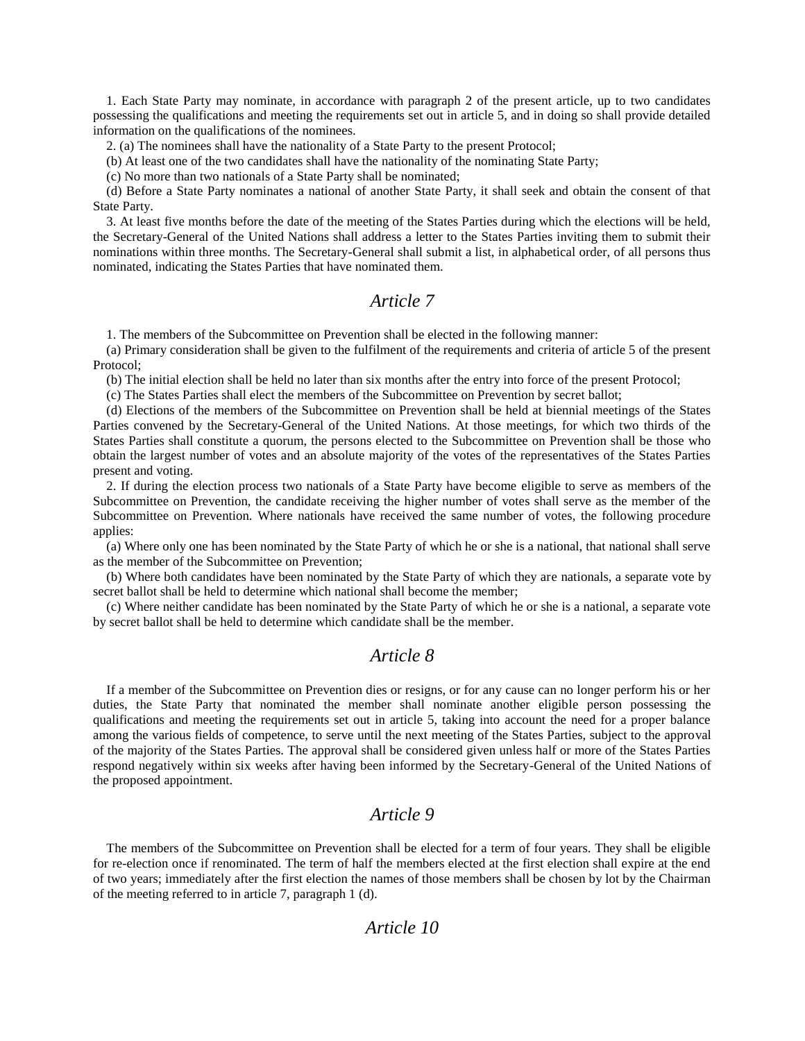1. Each State Party may nominate, in accordance with paragraph 2 of the present article, up to two candidates possessing the qualifications and meeting the requirements set out in article 5, and in doing so shall provide detailed information on the qualifications of the nominees.

2. (a) The nominees shall have the nationality of a State Party to the present Protocol;

(b) At least one of the two candidates shall have the nationality of the nominating State Party;

(c) No more than two nationals of a State Party shall be nominated;

(d) Before a State Party nominates a national of another State Party, it shall seek and obtain the consent of that State Party.

3. At least five months before the date of the meeting of the States Parties during which the elections will be held, the Secretary-General of the United Nations shall address a letter to the States Parties inviting them to submit their nominations within three months. The Secretary-General shall submit a list, in alphabetical order, of all persons thus nominated, indicating the States Parties that have nominated them.

## *Article 7*

1. The members of the Subcommittee on Prevention shall be elected in the following manner:

(a) Primary consideration shall be given to the fulfilment of the requirements and criteria of article 5 of the present Protocol;

(b) The initial election shall be held no later than six months after the entry into force of the present Protocol;

(c) The States Parties shall elect the members of the Subcommittee on Prevention by secret ballot;

(d) Elections of the members of the Subcommittee on Prevention shall be held at biennial meetings of the States Parties convened by the Secretary-General of the United Nations. At those meetings, for which two thirds of the States Parties shall constitute a quorum, the persons elected to the Subcommittee on Prevention shall be those who obtain the largest number of votes and an absolute majority of the votes of the representatives of the States Parties present and voting.

2. If during the election process two nationals of a State Party have become eligible to serve as members of the Subcommittee on Prevention, the candidate receiving the higher number of votes shall serve as the member of the Subcommittee on Prevention. Where nationals have received the same number of votes, the following procedure applies:

(a) Where only one has been nominated by the State Party of which he or she is a national, that national shall serve as the member of the Subcommittee on Prevention;

(b) Where both candidates have been nominated by the State Party of which they are nationals, a separate vote by secret ballot shall be held to determine which national shall become the member;

(c) Where neither candidate has been nominated by the State Party of which he or she is a national, a separate vote by secret ballot shall be held to determine which candidate shall be the member.

## *Article 8*

If a member of the Subcommittee on Prevention dies or resigns, or for any cause can no longer perform his or her duties, the State Party that nominated the member shall nominate another eligible person possessing the qualifications and meeting the requirements set out in article 5, taking into account the need for a proper balance among the various fields of competence, to serve until the next meeting of the States Parties, subject to the approval of the majority of the States Parties. The approval shall be considered given unless half or more of the States Parties respond negatively within six weeks after having been informed by the Secretary-General of the United Nations of the proposed appointment.

## *Article 9*

The members of the Subcommittee on Prevention shall be elected for a term of four years. They shall be eligible for re-election once if renominated. The term of half the members elected at the first election shall expire at the end of two years; immediately after the first election the names of those members shall be chosen by lot by the Chairman of the meeting referred to in article 7, paragraph 1 (d).

## *Article 10*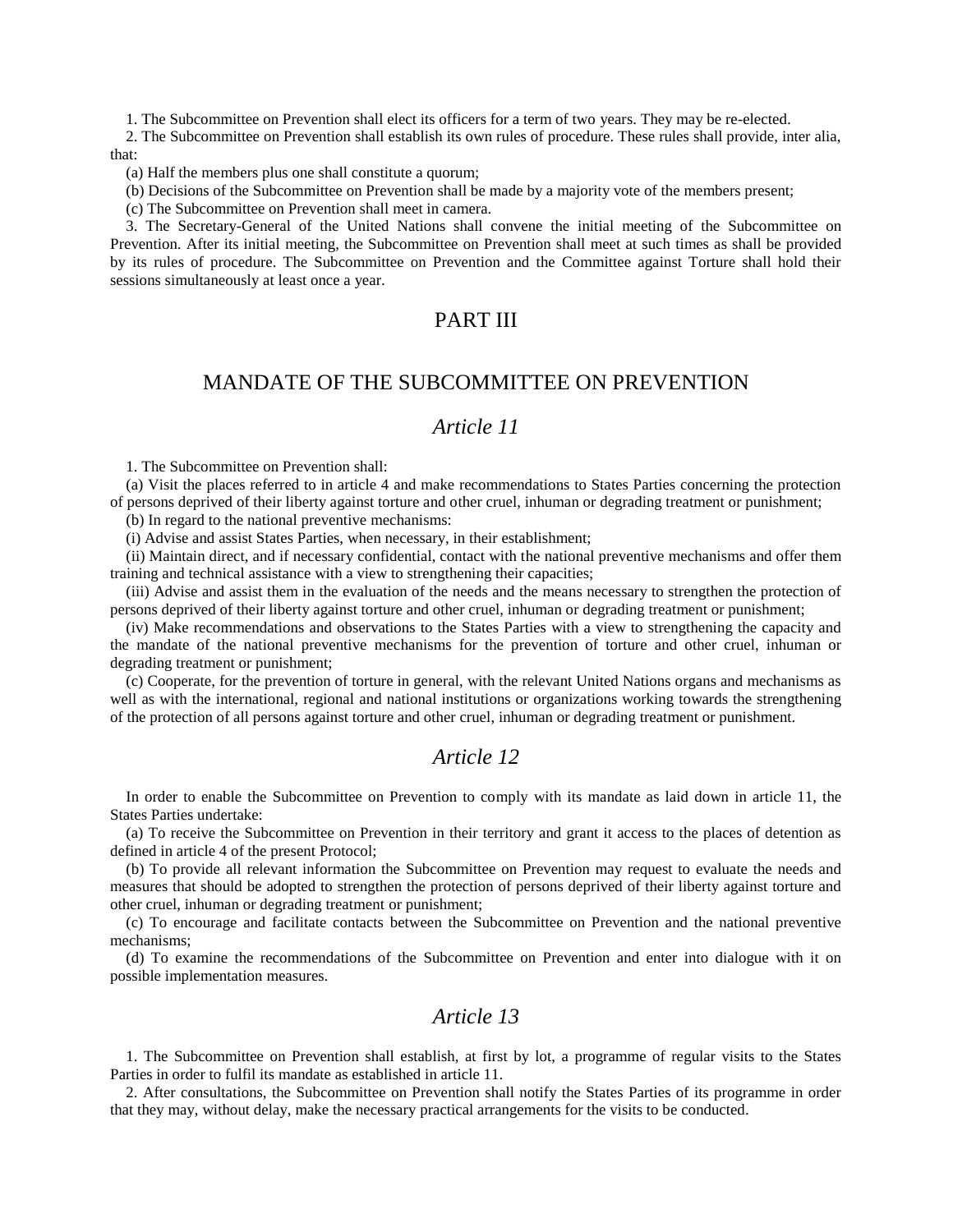1. The Subcommittee on Prevention shall elect its officers for a term of two years. They may be re-elected.

2. The Subcommittee on Prevention shall establish its own rules of procedure. These rules shall provide, inter alia, that:

(a) Half the members plus one shall constitute a quorum;

(b) Decisions of the Subcommittee on Prevention shall be made by a majority vote of the members present;

(c) The Subcommittee on Prevention shall meet in camera.

3. The Secretary-General of the United Nations shall convene the initial meeting of the Subcommittee on Prevention. After its initial meeting, the Subcommittee on Prevention shall meet at such times as shall be provided by its rules of procedure. The Subcommittee on Prevention and the Committee against Torture shall hold their sessions simultaneously at least once a year.

## PART III

## MANDATE OF THE SUBCOMMITTEE ON PREVENTION

### *Article 11*

1. The Subcommittee on Prevention shall:

(a) Visit the places referred to in article 4 and make recommendations to States Parties concerning the protection of persons deprived of their liberty against torture and other cruel, inhuman or degrading treatment or punishment;

(b) In regard to the national preventive mechanisms:

(i) Advise and assist States Parties, when necessary, in their establishment;

(ii) Maintain direct, and if necessary confidential, contact with the national preventive mechanisms and offer them training and technical assistance with a view to strengthening their capacities;

(iii) Advise and assist them in the evaluation of the needs and the means necessary to strengthen the protection of persons deprived of their liberty against torture and other cruel, inhuman or degrading treatment or punishment;

(iv) Make recommendations and observations to the States Parties with a view to strengthening the capacity and the mandate of the national preventive mechanisms for the prevention of torture and other cruel, inhuman or degrading treatment or punishment;

(c) Cooperate, for the prevention of torture in general, with the relevant United Nations organs and mechanisms as well as with the international, regional and national institutions or organizations working towards the strengthening of the protection of all persons against torture and other cruel, inhuman or degrading treatment or punishment.

### *Article 12*

In order to enable the Subcommittee on Prevention to comply with its mandate as laid down in article 11, the States Parties undertake:

(a) To receive the Subcommittee on Prevention in their territory and grant it access to the places of detention as defined in article 4 of the present Protocol;

(b) To provide all relevant information the Subcommittee on Prevention may request to evaluate the needs and measures that should be adopted to strengthen the protection of persons deprived of their liberty against torture and other cruel, inhuman or degrading treatment or punishment;

(c) To encourage and facilitate contacts between the Subcommittee on Prevention and the national preventive mechanisms;

(d) To examine the recommendations of the Subcommittee on Prevention and enter into dialogue with it on possible implementation measures.

### *Article 13*

1. The Subcommittee on Prevention shall establish, at first by lot, a programme of regular visits to the States Parties in order to fulfil its mandate as established in article 11.

2. After consultations, the Subcommittee on Prevention shall notify the States Parties of its programme in order that they may, without delay, make the necessary practical arrangements for the visits to be conducted.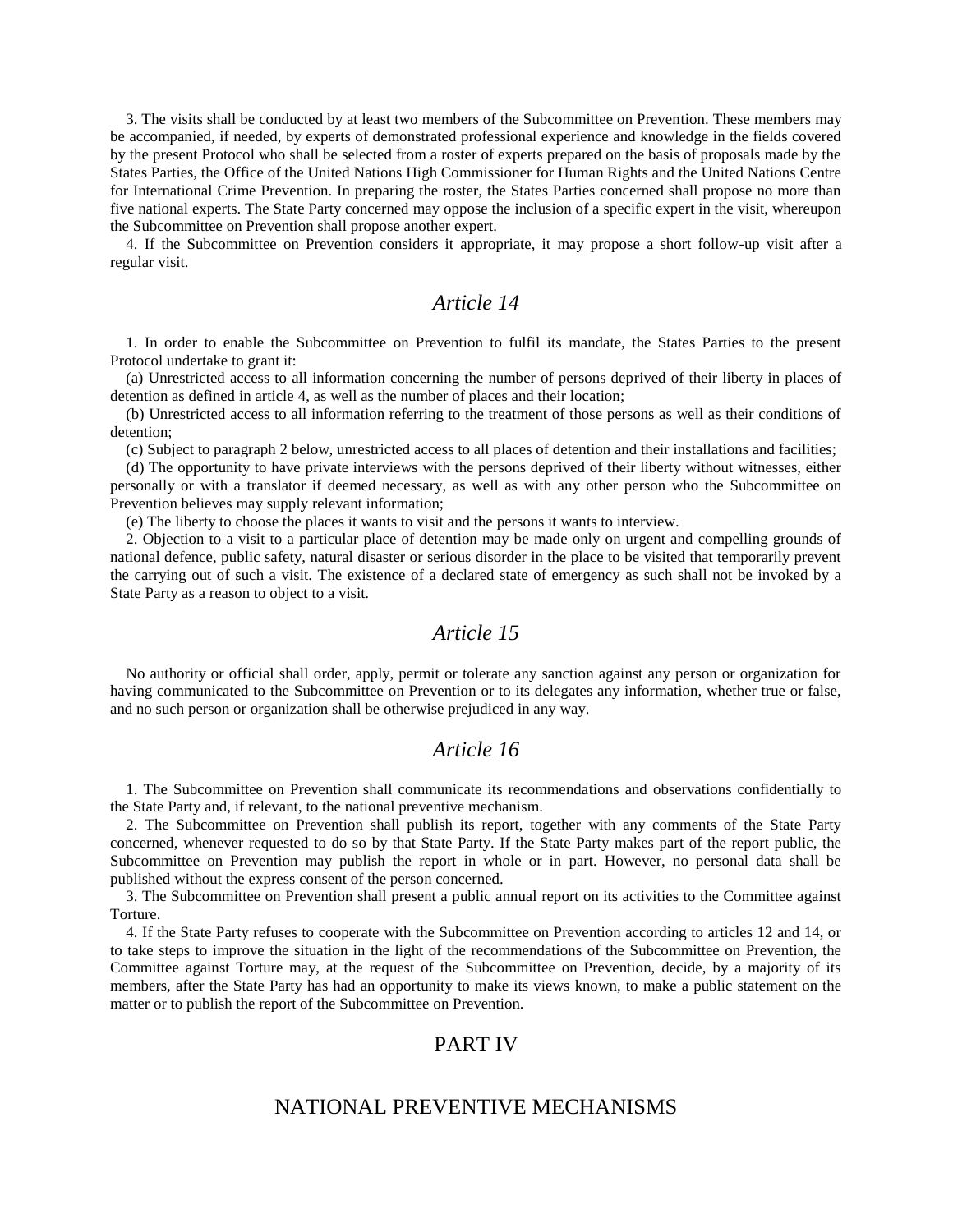3. The visits shall be conducted by at least two members of the Subcommittee on Prevention. These members may be accompanied, if needed, by experts of demonstrated professional experience and knowledge in the fields covered by the present Protocol who shall be selected from a roster of experts prepared on the basis of proposals made by the States Parties, the Office of the United Nations High Commissioner for Human Rights and the United Nations Centre for International Crime Prevention. In preparing the roster, the States Parties concerned shall propose no more than five national experts. The State Party concerned may oppose the inclusion of a specific expert in the visit, whereupon the Subcommittee on Prevention shall propose another expert.

4. If the Subcommittee on Prevention considers it appropriate, it may propose a short follow-up visit after a regular visit.

## *Article 14*

1. In order to enable the Subcommittee on Prevention to fulfil its mandate, the States Parties to the present Protocol undertake to grant it:

(a) Unrestricted access to all information concerning the number of persons deprived of their liberty in places of detention as defined in article 4, as well as the number of places and their location;

(b) Unrestricted access to all information referring to the treatment of those persons as well as their conditions of detention;

(c) Subject to paragraph 2 below, unrestricted access to all places of detention and their installations and facilities;

(d) The opportunity to have private interviews with the persons deprived of their liberty without witnesses, either personally or with a translator if deemed necessary, as well as with any other person who the Subcommittee on Prevention believes may supply relevant information;

(e) The liberty to choose the places it wants to visit and the persons it wants to interview.

2. Objection to a visit to a particular place of detention may be made only on urgent and compelling grounds of national defence, public safety, natural disaster or serious disorder in the place to be visited that temporarily prevent the carrying out of such a visit. The existence of a declared state of emergency as such shall not be invoked by a State Party as a reason to object to a visit.

## *Article 15*

No authority or official shall order, apply, permit or tolerate any sanction against any person or organization for having communicated to the Subcommittee on Prevention or to its delegates any information, whether true or false, and no such person or organization shall be otherwise prejudiced in any way.

## *Article 16*

1. The Subcommittee on Prevention shall communicate its recommendations and observations confidentially to the State Party and, if relevant, to the national preventive mechanism.

2. The Subcommittee on Prevention shall publish its report, together with any comments of the State Party concerned, whenever requested to do so by that State Party. If the State Party makes part of the report public, the Subcommittee on Prevention may publish the report in whole or in part. However, no personal data shall be published without the express consent of the person concerned.

3. The Subcommittee on Prevention shall present a public annual report on its activities to the Committee against Torture.

4. If the State Party refuses to cooperate with the Subcommittee on Prevention according to articles 12 and 14, or to take steps to improve the situation in the light of the recommendations of the Subcommittee on Prevention, the Committee against Torture may, at the request of the Subcommittee on Prevention, decide, by a majority of its members, after the State Party has had an opportunity to make its views known, to make a public statement on the matter or to publish the report of the Subcommittee on Prevention.

# PART IV

# NATIONAL PREVENTIVE MECHANISMS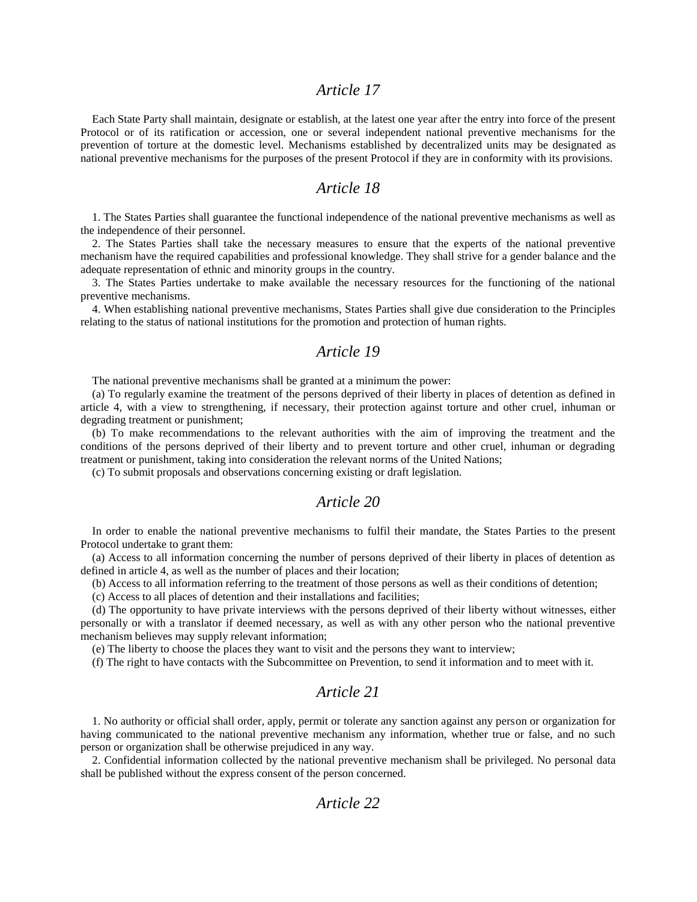## *Article 17*

Each State Party shall maintain, designate or establish, at the latest one year after the entry into force of the present Protocol or of its ratification or accession, one or several independent national preventive mechanisms for the prevention of torture at the domestic level. Mechanisms established by decentralized units may be designated as national preventive mechanisms for the purposes of the present Protocol if they are in conformity with its provisions.

## *Article 18*

1. The States Parties shall guarantee the functional independence of the national preventive mechanisms as well as the independence of their personnel.

2. The States Parties shall take the necessary measures to ensure that the experts of the national preventive mechanism have the required capabilities and professional knowledge. They shall strive for a gender balance and the adequate representation of ethnic and minority groups in the country.

3. The States Parties undertake to make available the necessary resources for the functioning of the national preventive mechanisms.

4. When establishing national preventive mechanisms, States Parties shall give due consideration to the Principles relating to the status of national institutions for the promotion and protection of human rights.

## *Article 19*

The national preventive mechanisms shall be granted at a minimum the power:

(a) To regularly examine the treatment of the persons deprived of their liberty in places of detention as defined in article 4, with a view to strengthening, if necessary, their protection against torture and other cruel, inhuman or degrading treatment or punishment;

(b) To make recommendations to the relevant authorities with the aim of improving the treatment and the conditions of the persons deprived of their liberty and to prevent torture and other cruel, inhuman or degrading treatment or punishment, taking into consideration the relevant norms of the United Nations;

(c) To submit proposals and observations concerning existing or draft legislation.

## *Article 20*

In order to enable the national preventive mechanisms to fulfil their mandate, the States Parties to the present Protocol undertake to grant them:

(a) Access to all information concerning the number of persons deprived of their liberty in places of detention as defined in article 4, as well as the number of places and their location;

(b) Access to all information referring to the treatment of those persons as well as their conditions of detention;

(c) Access to all places of detention and their installations and facilities;

(d) The opportunity to have private interviews with the persons deprived of their liberty without witnesses, either personally or with a translator if deemed necessary, as well as with any other person who the national preventive mechanism believes may supply relevant information;

(e) The liberty to choose the places they want to visit and the persons they want to interview;

(f) The right to have contacts with the Subcommittee on Prevention, to send it information and to meet with it.

## *Article 21*

1. No authority or official shall order, apply, permit or tolerate any sanction against any person or organization for having communicated to the national preventive mechanism any information, whether true or false, and no such person or organization shall be otherwise prejudiced in any way.

2. Confidential information collected by the national preventive mechanism shall be privileged. No personal data shall be published without the express consent of the person concerned.

## *Article 22*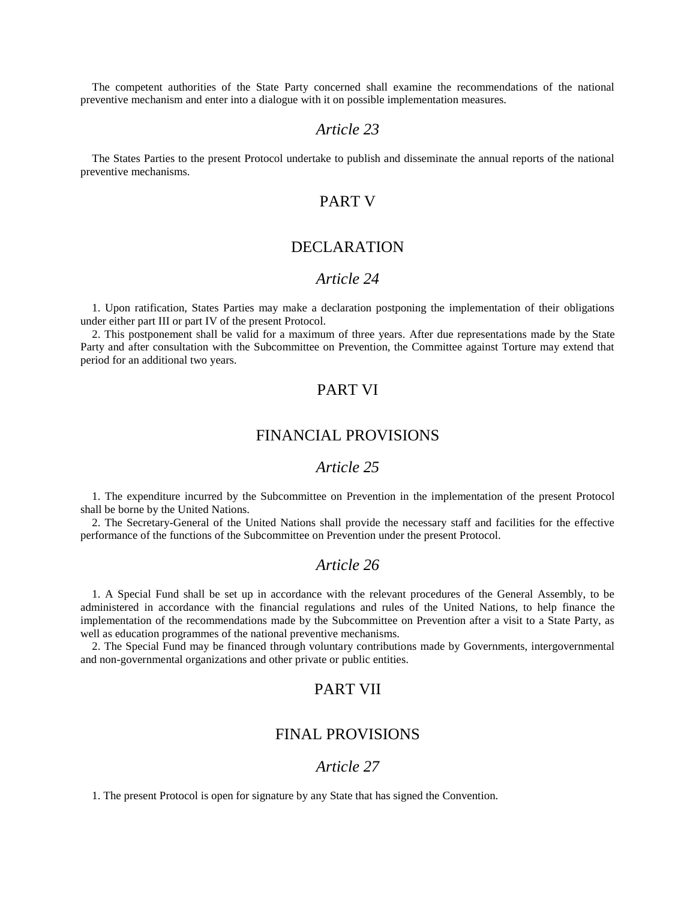The competent authorities of the State Party concerned shall examine the recommendations of the national preventive mechanism and enter into a dialogue with it on possible implementation measures.

## *Article 23*

The States Parties to the present Protocol undertake to publish and disseminate the annual reports of the national preventive mechanisms.

# PART V

# DECLARATION

## *Article 24*

1. Upon ratification, States Parties may make a declaration postponing the implementation of their obligations under either part III or part IV of the present Protocol.
2. This postponement shall be valid for a maximum of three years. After due representations made by the State Party and after consultation with the Subcommittee on Prevention, the Committee against Torture may extend that period for an additional two years.

# PART VI

# FINANCIAL PROVISIONS

## *Article 25*

1. The expenditure incurred by the Subcommittee on Prevention in the implementation of the present Protocol shall be borne by the United Nations.
2. The Secretary-General of the United Nations shall provide the necessary staff and facilities for the effective performance of the functions of the Subcommittee on Prevention under the present Protocol.

## *Article 26*

1. A Special Fund shall be set up in accordance with the relevant procedures of the General Assembly, to be administered in accordance with the financial regulations and rules of the United Nations, to help finance the implementation of the recommendations made by the Subcommittee on Prevention after a visit to a State Party, as well as education programmes of the national preventive mechanisms.
2. The Special Fund may be financed through voluntary contributions made by Governments, intergovernmental and non-governmental organizations and other private or public entities.

# PART VII

# FINAL PROVISIONS

## *Article 27*

1. The present Protocol is open for signature by any State that has signed the Convention.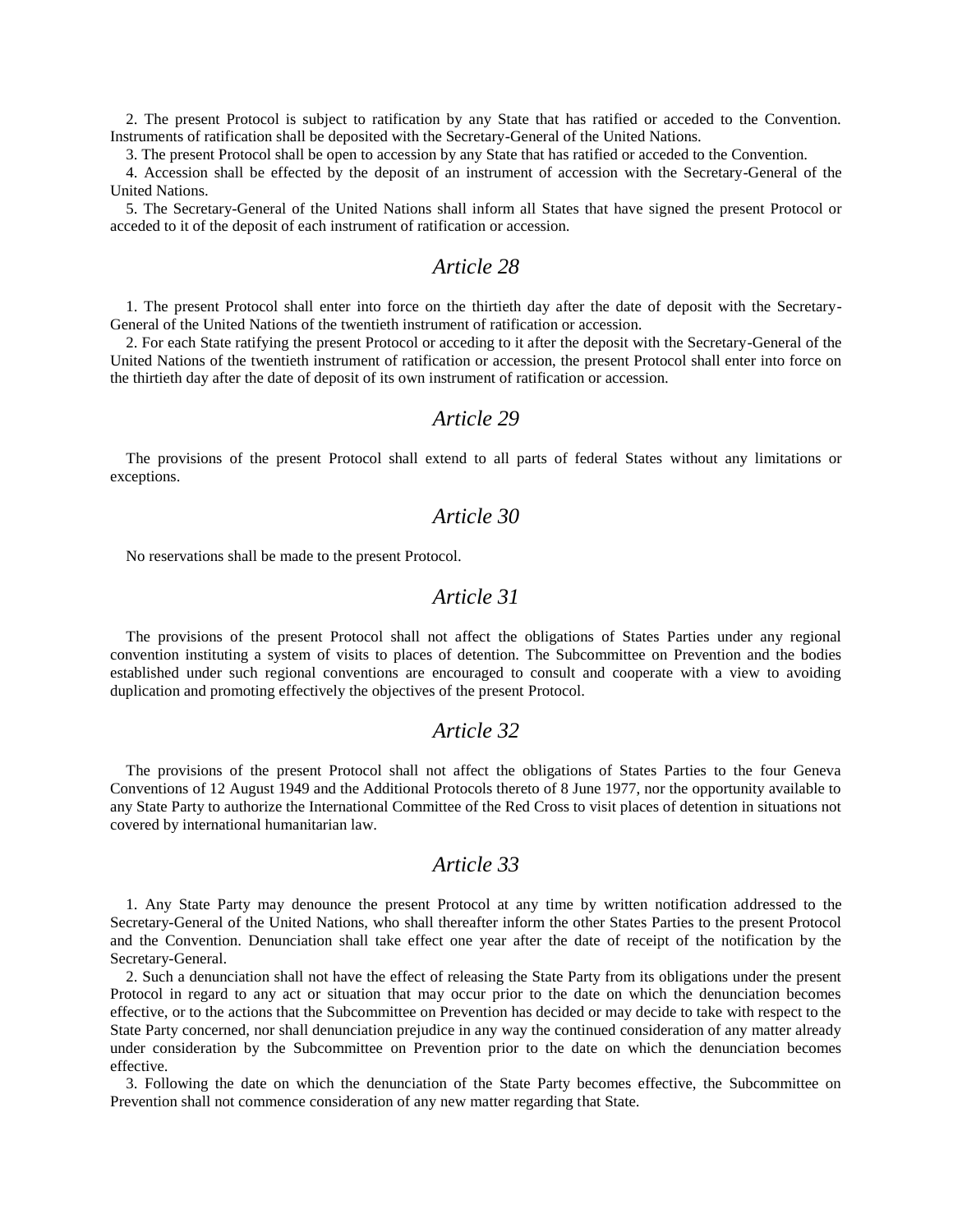2. The present Protocol is subject to ratification by any State that has ratified or acceded to the Convention. Instruments of ratification shall be deposited with the Secretary-General of the United Nations.

3. The present Protocol shall be open to accession by any State that has ratified or acceded to the Convention.

4. Accession shall be effected by the deposit of an instrument of accession with the Secretary-General of the United Nations.

5. The Secretary-General of the United Nations shall inform all States that have signed the present Protocol or acceded to it of the deposit of each instrument of ratification or accession.

## *Article 28*

1. The present Protocol shall enter into force on the thirtieth day after the date of deposit with the Secretary-General of the United Nations of the twentieth instrument of ratification or accession.

2. For each State ratifying the present Protocol or acceding to it after the deposit with the Secretary-General of the United Nations of the twentieth instrument of ratification or accession, the present Protocol shall enter into force on the thirtieth day after the date of deposit of its own instrument of ratification or accession.

## *Article 29*

The provisions of the present Protocol shall extend to all parts of federal States without any limitations or exceptions.

## *Article 30*

No reservations shall be made to the present Protocol.

## *Article 31*

The provisions of the present Protocol shall not affect the obligations of States Parties under any regional convention instituting a system of visits to places of detention. The Subcommittee on Prevention and the bodies established under such regional conventions are encouraged to consult and cooperate with a view to avoiding duplication and promoting effectively the objectives of the present Protocol.

## *Article 32*

The provisions of the present Protocol shall not affect the obligations of States Parties to the four Geneva Conventions of 12 August 1949 and the Additional Protocols thereto of 8 June 1977, nor the opportunity available to any State Party to authorize the International Committee of the Red Cross to visit places of detention in situations not covered by international humanitarian law.

## *Article 33*

1. Any State Party may denounce the present Protocol at any time by written notification addressed to the Secretary-General of the United Nations, who shall thereafter inform the other States Parties to the present Protocol and the Convention. Denunciation shall take effect one year after the date of receipt of the notification by the Secretary-General.

2. Such a denunciation shall not have the effect of releasing the State Party from its obligations under the present Protocol in regard to any act or situation that may occur prior to the date on which the denunciation becomes effective, or to the actions that the Subcommittee on Prevention has decided or may decide to take with respect to the State Party concerned, nor shall denunciation prejudice in any way the continued consideration of any matter already under consideration by the Subcommittee on Prevention prior to the date on which the denunciation becomes effective.

3. Following the date on which the denunciation of the State Party becomes effective, the Subcommittee on Prevention shall not commence consideration of any new matter regarding that State.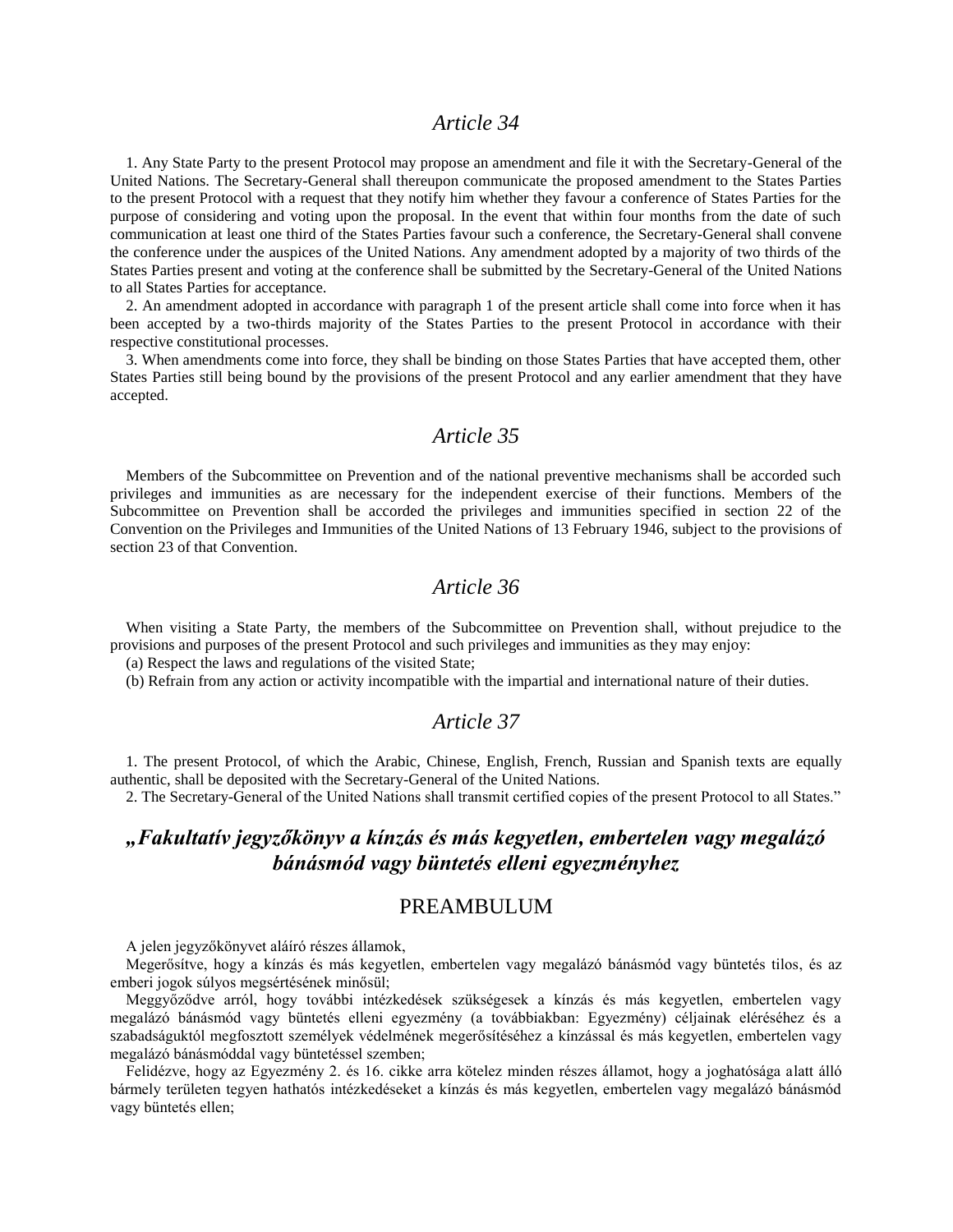## *Article 34*

1. Any State Party to the present Protocol may propose an amendment and file it with the Secretary-General of the United Nations. The Secretary-General shall thereupon communicate the proposed amendment to the States Parties to the present Protocol with a request that they notify him whether they favour a conference of States Parties for the purpose of considering and voting upon the proposal. In the event that within four months from the date of such communication at least one third of the States Parties favour such a conference, the Secretary-General shall convene the conference under the auspices of the United Nations. Any amendment adopted by a majority of two thirds of the States Parties present and voting at the conference shall be submitted by the Secretary-General of the United Nations to all States Parties for acceptance.

2. An amendment adopted in accordance with paragraph 1 of the present article shall come into force when it has been accepted by a two-thirds majority of the States Parties to the present Protocol in accordance with their respective constitutional processes.

3. When amendments come into force, they shall be binding on those States Parties that have accepted them, other States Parties still being bound by the provisions of the present Protocol and any earlier amendment that they have accepted.

## *Article 35*

Members of the Subcommittee on Prevention and of the national preventive mechanisms shall be accorded such privileges and immunities as are necessary for the independent exercise of their functions. Members of the Subcommittee on Prevention shall be accorded the privileges and immunities specified in section 22 of the Convention on the Privileges and Immunities of the United Nations of 13 February 1946, subject to the provisions of section 23 of that Convention.

## *Article 36*

When visiting a State Party, the members of the Subcommittee on Prevention shall, without prejudice to the provisions and purposes of the present Protocol and such privileges and immunities as they may enjoy:

(a) Respect the laws and regulations of the visited State;

(b) Refrain from any action or activity incompatible with the impartial and international nature of their duties.

## *Article 37*

1. The present Protocol, of which the Arabic, Chinese, English, French, Russian and Spanish texts are equally authentic, shall be deposited with the Secretary-General of the United Nations.

2. The Secretary-General of the United Nations shall transmit certified copies of the present Protocol to all States."

## ***„Fakultatív jegyzőkönyv a kínzás és más kegyetlen, embertelen vagy megalázó bánásmód vagy büntetés elleni egyezményhez***

## PREAMBULUM

A jelen jegyzőkönyvet aláíró részes államok,

Megerősítve, hogy a kínzás és más kegyetlen, embertelen vagy megalázó bánásmód vagy büntetés tilos, és az emberi jogok súlyos megsértésének minősül;

Meggyőződve arról, hogy további intézkedések szükségesek a kínzás és más kegyetlen, embertelen vagy megalázó bánásmód vagy büntetés elleni egyezmény (a továbbiakban: Egyezmény) céljainak eléréséhez és a szabadságuktól megfosztott személyek védelmének megerősítéséhez a kínzással és más kegyetlen, embertelen vagy megalázó bánásmóddal vagy büntetéssel szemben;

Felidézve, hogy az Egyezmény 2. és 16. cikke arra kötelez minden részes államot, hogy a joghatósága alatt álló bármely területen tegyen hathatós intézkedéseket a kínzás és más kegyetlen, embertelen vagy megalázó bánásmód vagy büntetés ellen;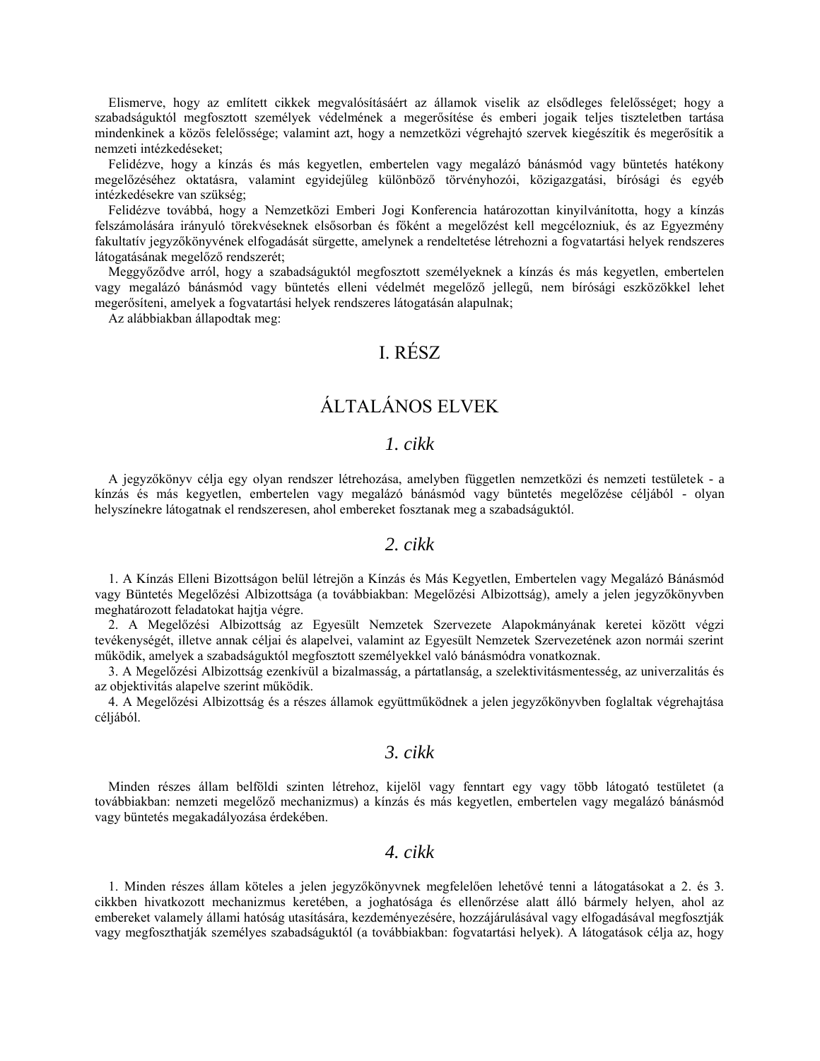Elismerve, hogy az említett cikkek megvalósításáért az államok viselik az elsődleges felelősséget; hogy a szabadságuktól megfosztott személyek védelmének a megerősítése és emberi jogaik teljes tiszteletben tartása mindenkinek a közös felelőssége; valamint azt, hogy a nemzetközi végrehajtó szervek kiegészítik és megerősítik a nemzeti intézkedéseket;

Felidézve, hogy a kínzás és más kegyetlen, embertelen vagy megalázó bánásmód vagy büntetés hatékony megelőzéséhez oktatásra, valamint egyidejűleg különböző törvényhozói, közigazgatási, bírósági és egyéb intézkedésekre van szükség;

Felidézve továbbá, hogy a Nemzetközi Emberi Jogi Konferencia határozottan kinyilvánította, hogy a kínzás felszámolására irányuló törekvéseknek elsősorban és főként a megelőzést kell megcélozniuk, és az Egyezmény fakultatív jegyzőkönyvének elfogadását sürgette, amelynek a rendeltetése létrehozni a fogvatartási helyek rendszeres látogatásának megelőző rendszerét;

Meggyőződve arról, hogy a szabadságuktól megfosztott személyeknek a kínzás és más kegyetlen, embertelen vagy megalázó bánásmód vagy büntetés elleni védelmét megelőző jellegű, nem bírósági eszközökkel lehet megerősíteni, amelyek a fogvatartási helyek rendszeres látogatásán alapulnak;

Az alábbiakban állapodtak meg:

# I. RÉSZ

# ÁLTALÁNOS ELVEK

## *1. cikk*

A jegyzőkönyv célja egy olyan rendszer létrehozása, amelyben független nemzetközi és nemzeti testületek - a kínzás és más kegyetlen, embertelen vagy megalázó bánásmód vagy büntetés megelőzése céljából - olyan helyszínekre látogatnak el rendszeresen, ahol embereket fosztanak meg a szabadságuktól.

## *2. cikk*

1. A Kínzás Elleni Bizottságon belül létrejön a Kínzás és Más Kegyetlen, Embertelen vagy Megalázó Bánásmód vagy Büntetés Megelőzési Albizottsága (a továbbiakban: Megelőzési Albizottság), amely a jelen jegyzőkönyvben meghatározott feladatokat hajtja végre.

2. A Megelőzési Albizottság az Egyesült Nemzetek Szervezete Alapokmányának keretei között végzi tevékenységét, illetve annak céljai és alapelvei, valamint az Egyesült Nemzetek Szervezetének azon normái szerint működik, amelyek a szabadságuktól megfosztott személyekkel való bánásmódra vonatkoznak.

3. A Megelőzési Albizottság ezenkívül a bizalmasság, a pártatlanság, a szelektivitásmentesség, az univerzalitás és az objektivitás alapelve szerint működik.

4. A Megelőzési Albizottság és a részes államok együttműködnek a jelen jegyzőkönyvben foglaltak végrehajtása céljából.

## *3. cikk*

Minden részes állam belföldi szinten létrehoz, kijelöl vagy fenntart egy vagy több látogató testületet (a továbbiakban: nemzeti megelőző mechanizmus) a kínzás és más kegyetlen, embertelen vagy megalázó bánásmód vagy büntetés megakadályozása érdekében.

## *4. cikk*

1. Minden részes állam köteles a jelen jegyzőkönyvnek megfelelően lehetővé tenni a látogatásokat a 2. és 3. cikkben hivatkozott mechanizmus keretében, a joghatósága és ellenőrzése alatt álló bármely helyen, ahol az embereket valamely állami hatóság utasítására, kezdeményezésére, hozzájárulásával vagy elfogadásával megfosztják vagy megfoszthatják személyes szabadságuktól (a továbbiakban: fogvatartási helyek). A látogatások célja az, hogy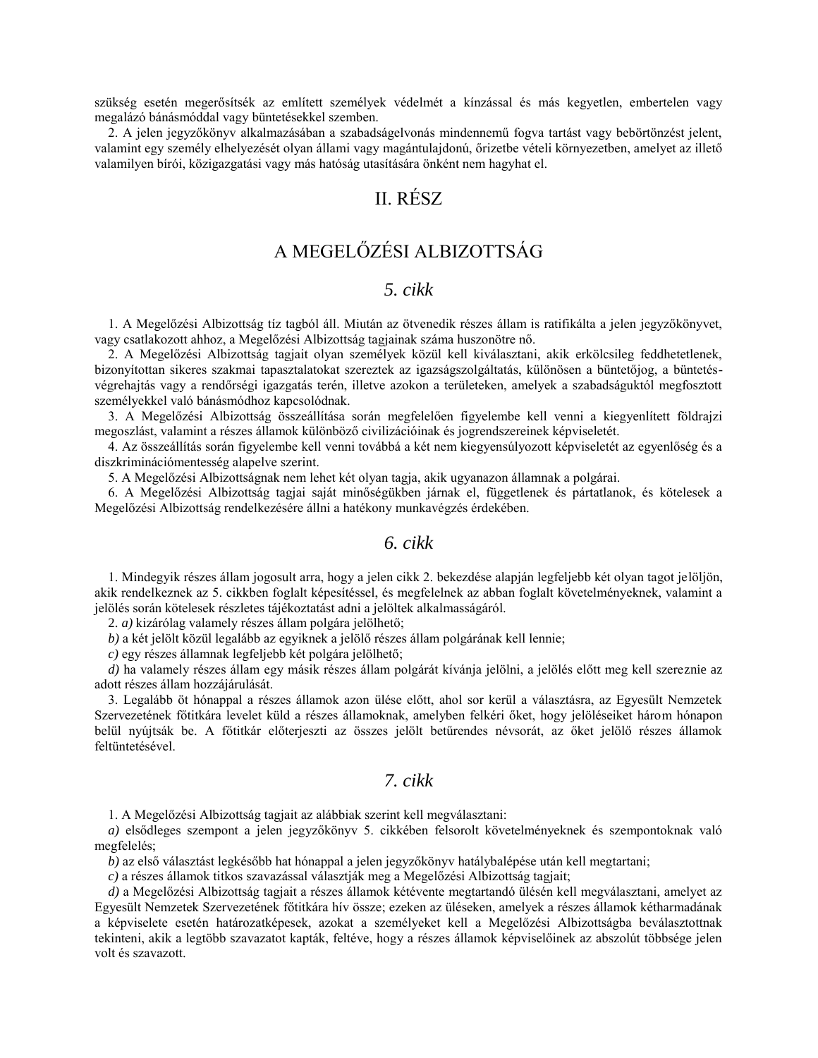szükség esetén megerősítsék az említett személyek védelmét a kínzással és más kegyetlen, embertelen vagy megalázó bánásmóddal vagy büntetésekkel szemben.

2. A jelen jegyzőkönyv alkalmazásában a szabadságelvonás mindennemű fogva tartást vagy bebörtönzést jelent, valamint egy személy elhelyezését olyan állami vagy magántulajdonú, őrizetbe vételi környezetben, amelyet az illető valamilyen bírói, közigazgatási vagy más hatóság utasítására önként nem hagyhat el.

# II. RÉSZ

# A MEGELŐZÉSI ALBIZOTTSÁG

## *5. cikk*

1. A Megelőzési Albizottság tíz tagból áll. Miután az ötvenedik részes állam is ratifikálta a jelen jegyzőkönyvet, vagy csatlakozott ahhoz, a Megelőzési Albizottság tagjainak száma huszonötre nő.

2. A Megelőzési Albizottság tagjait olyan személyek közül kell kiválasztani, akik erkölcsileg feddhetetlenek, bizonyítottan sikeres szakmai tapasztalatokat szereztek az igazságszolgáltatás, különösen a büntetőjog, a büntetés-végrehajtás vagy a rendőrségi igazgatás terén, illetve azokon a területeken, amelyek a szabadságuktól megfosztott személyekkel való bánásmódhoz kapcsolódnak.

3. A Megelőzési Albizottság összeállítása során megfelelően figyelembe kell venni a kiegyenlített földrajzi megoszlást, valamint a részes államok különböző civilizációinak és jogrendszereinek képviseletét.

4. Az összeállítás során figyelembe kell venni továbbá a két nem kiegyensúlyozott képviseletét az egyenlőség és a diszkriminációmentesség alapelve szerint.

5. A Megelőzési Albizottságnak nem lehet két olyan tagja, akik ugyanazon államnak a polgárai.

6. A Megelőzési Albizottság tagjai saját minőségükben járnak el, függetlenek és pártatlanok, és kötelesek a Megelőzési Albizottság rendelkezésére állni a hatékony munkavégzés érdekében.

## *6. cikk*

1. Mindegyik részes állam jogosult arra, hogy a jelen cikk 2. bekezdése alapján legfeljebb két olyan tagot jelöljön, akik rendelkeznek az 5. cikkben foglalt képesítéssel, és megfelelnek az abban foglalt követelményeknek, valamint a jelölés során kötelesek részletes tájékoztatást adni a jelöltek alkalmasságáról.

2. *a)* kizárólag valamely részes állam polgára jelölhető;

*b)* a két jelölt közül legalább az egyiknek a jelölő részes állam polgárának kell lennie;

*c)* egy részes államnak legfeljebb két polgára jelölhető;

*d)* ha valamely részes állam egy másik részes állam polgárát kívánja jelölni, a jelölés előtt meg kell szereznie az adott részes állam hozzájárulását.

3. Legalább öt hónappal a részes államok azon ülése előtt, ahol sor kerül a választásra, az Egyesült Nemzetek Szervezetének főtitkára levelet küld a részes államoknak, amelyben felkéri őket, hogy jelöléseiket három hónapon belül nyújtsák be. A főtitkár előterjeszti az összes jelölt betűrendes névsorát, az őket jelölő részes államok feltüntetésével.

## *7. cikk*

1. A Megelőzési Albizottság tagjait az alábbiak szerint kell megválasztani:

*a)* elsődleges szempont a jelen jegyzőkönyv 5. cikkében felsorolt követelményeknek és szempontoknak való megfelelés;

*b)* az első választást legkésőbb hat hónappal a jelen jegyzőkönyv hatálybalépése után kell megtartani;

*c)* a részes államok titkos szavazással választják meg a Megelőzési Albizottság tagjait;

*d)* a Megelőzési Albizottság tagjait a részes államok kétévente megtartandó ülésén kell megválasztani, amelyet az Egyesült Nemzetek Szervezetének főtitkára hív össze; ezeken az üléseken, amelyek a részes államok kétharmadának a képviselete esetén határozatképesek, azokat a személyeket kell a Megelőzési Albizottságba beválasztottnak tekinteni, akik a legtöbb szavazatot kapták, feltéve, hogy a részes államok képviselőinek az abszolút többsége jelen volt és szavazott.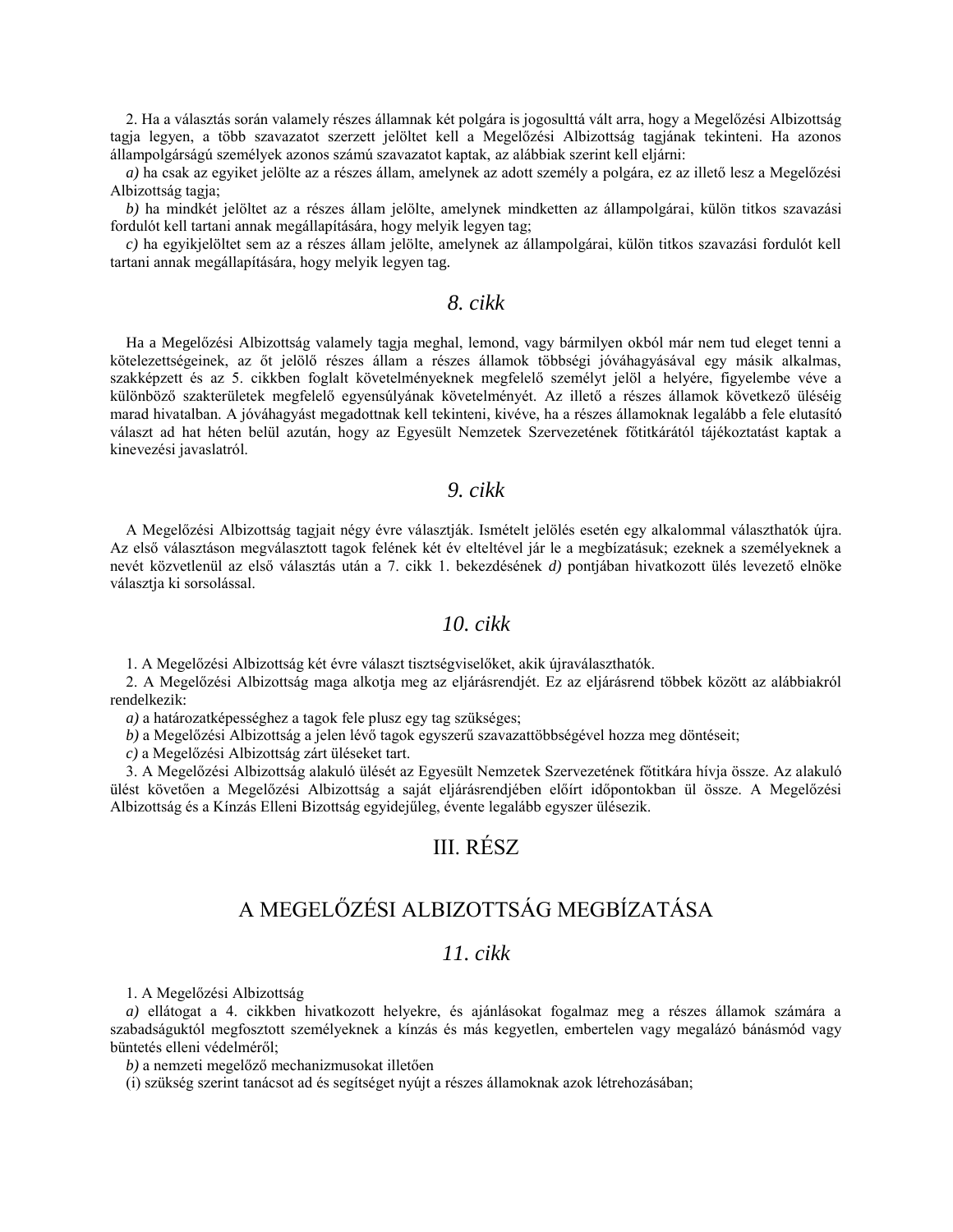2. Ha a választás során valamely részes államnak két polgára is jogosulttá vált arra, hogy a Megelőzési Albizottság tagja legyen, a több szavazatot szerzett jelöltet kell a Megelőzési Albizottság tagjának tekinteni. Ha azonos állampolgárságú személyek azonos számú szavazatot kaptak, az alábbiak szerint kell eljárni:

*a)* ha csak az egyiket jelölte az a részes állam, amelynek az adott személy a polgára, ez az illető lesz a Megelőzési Albizottság tagja;

*b)* ha mindkét jelöltet az a részes állam jelölte, amelynek mindketten az állampolgárai, külön titkos szavazási fordulót kell tartani annak megállapítására, hogy melyik legyen tag;

*c)* ha egyikjelöltet sem az a részes állam jelölte, amelynek az állampolgárai, külön titkos szavazási fordulót kell tartani annak megállapítására, hogy melyik legyen tag.

## *8. cikk*

Ha a Megelőzési Albizottság valamely tagja meghal, lemond, vagy bármilyen okból már nem tud eleget tenni a kötelezettségeinek, az őt jelölő részes állam a részes államok többségi jóváhagyásával egy másik alkalmas, szakképzett és az 5. cikkben foglalt követelményeknek megfelelő személyt jelöl a helyére, figyelembe véve a különböző szakterületek megfelelő egyensúlyának követelményét. Az illető a részes államok következő üléséig marad hivatalban. A jóváhagyást megadottnak kell tekinteni, kivéve, ha a részes államoknak legalább a fele elutasító választ ad hat héten belül azután, hogy az Egyesült Nemzetek Szervezetének főtitkárától tájékoztatást kaptak a kinevezési javaslatról.

## *9. cikk*

A Megelőzési Albizottság tagjait négy évre választják. Ismételt jelölés esetén egy alkalommal választhatók újra. Az első választáson megválasztott tagok felének két év elteltével jár le a megbízatásuk; ezeknek a személyeknek a nevét közvetlenül az első választás után a 7. cikk 1. bekezdésének *d)* pontjában hivatkozott ülés levezető elnöke választja ki sorsolással.

## *10. cikk*

1. A Megelőzési Albizottság két évre választ tisztségviselőket, akik újraválaszthatók.

2. A Megelőzési Albizottság maga alkotja meg az eljárásrendjét. Ez az eljárásrend többek között az alábbiakról rendelkezik:

*a)* a határozatképességhez a tagok fele plusz egy tag szükséges;

*b)* a Megelőzési Albizottság a jelen lévő tagok egyszerű szavazattöbbségével hozza meg döntéseit;

*c)* a Megelőzési Albizottság zárt üléseket tart.

3. A Megelőzési Albizottság alakuló ülését az Egyesült Nemzetek Szervezetének főtitkára hívja össze. Az alakuló ülést követően a Megelőzési Albizottság a saját eljárásrendjében előírt időpontokban ül össze. A Megelőzési Albizottság és a Kínzás Elleni Bizottság egyidejűleg, évente legalább egyszer ülésezik.

# III. RÉSZ

# A MEGELŐZÉSI ALBIZOTTSÁG MEGBÍZATÁSA

## *11. cikk*

1. A Megelőzési Albizottság

*a)* ellátogat a 4. cikkben hivatkozott helyekre, és ajánlásokat fogalmaz meg a részes államok számára a szabadságuktól megfosztott személyeknek a kínzás és más kegyetlen, embertelen vagy megalázó bánásmód vagy büntetés elleni védelméről;

*b)* a nemzeti megelőző mechanizmusokat illetően

(i) szükség szerint tanácsot ad és segítséget nyújt a részes államoknak azok létrehozásában;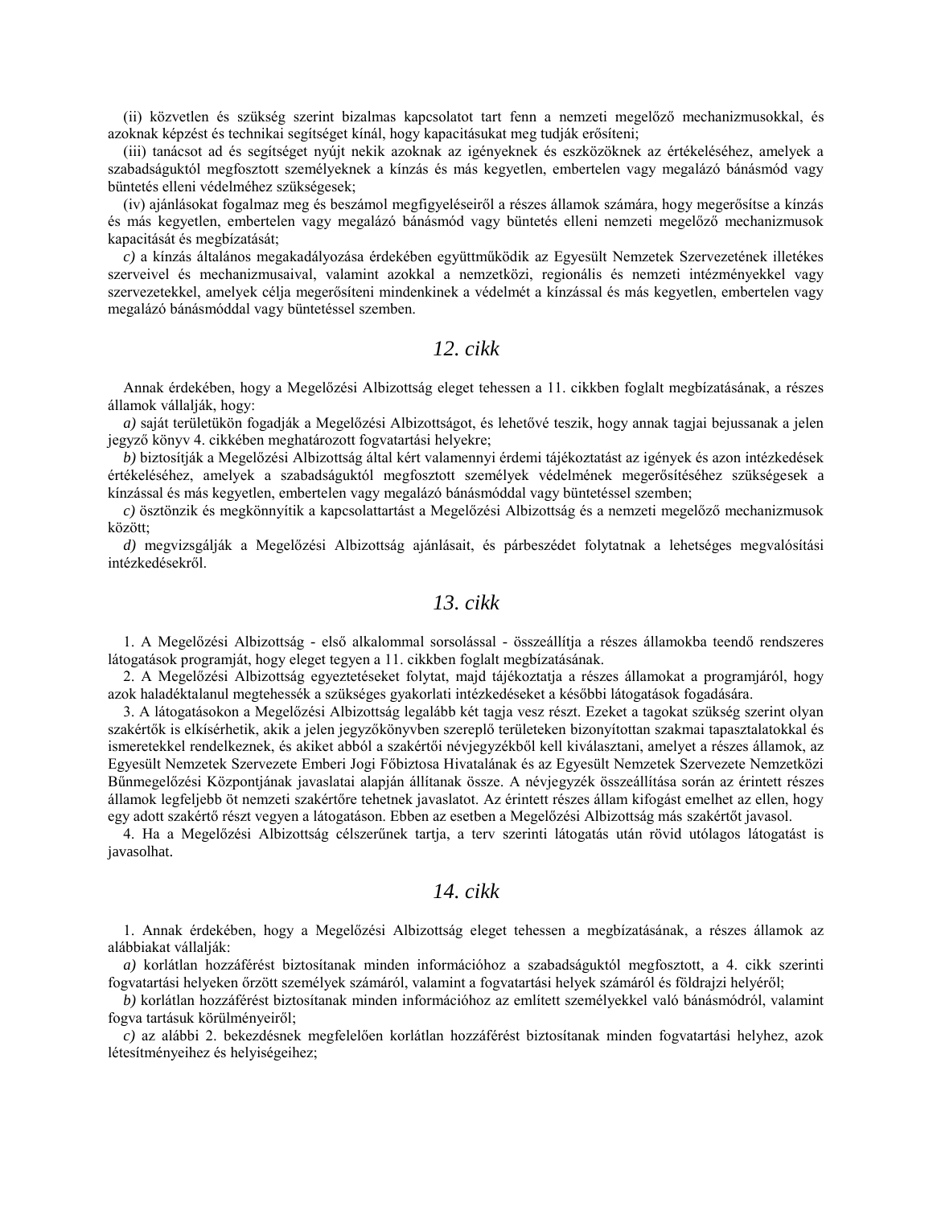(ii) közvetlen és szükség szerint bizalmas kapcsolatot tart fenn a nemzeti megelőző mechanizmusokkal, és azoknak képzést és technikai segítséget kínál, hogy kapacitásukat meg tudják erősíteni;

(iii) tanácsot ad és segítséget nyújt nekik azoknak az igényeknek és eszközöknek az értékeléséhez, amelyek a szabadságuktól megfosztott személyeknek a kínzás és más kegyetlen, embertelen vagy megalázó bánásmód vagy büntetés elleni védelméhez szükségesek;

(iv) ajánlásokat fogalmaz meg és beszámol megfigyeléseiről a részes államok számára, hogy megerősítse a kínzás és más kegyetlen, embertelen vagy megalázó bánásmód vagy büntetés elleni nemzeti megelőző mechanizmusok kapacitását és megbízatását;

*c)* a kínzás általános megakadályozása érdekében együttműködik az Egyesült Nemzetek Szervezetének illetékes szerveivel és mechanizmusaival, valamint azokkal a nemzetközi, regionális és nemzeti intézményekkel vagy szervezetekkel, amelyek célja megerősíteni mindenkinek a védelmét a kínzással és más kegyetlen, embertelen vagy megalázó bánásmóddal vagy büntetéssel szemben.

## *12. cikk*

Annak érdekében, hogy a Megelőzési Albizottság eleget tehessen a 11. cikkben foglalt megbízatásának, a részes államok vállalják, hogy:

*a)* saját területükön fogadják a Megelőzési Albizottságot, és lehetővé teszik, hogy annak tagjai bejussanak a jelen jegyző könyv 4. cikkében meghatározott fogvatartási helyekre;

*b)* biztosítják a Megelőzési Albizottság által kért valamennyi érdemi tájékoztatást az igények és azon intézkedések értékeléséhez, amelyek a szabadságuktól megfosztott személyek védelmének megerősítéséhez szükségesek a kínzással és más kegyetlen, embertelen vagy megalázó bánásmóddal vagy büntetéssel szemben;

*c)* ösztönzik és megkönnyítik a kapcsolattartást a Megelőzési Albizottság és a nemzeti megelőző mechanizmusok között;

*d)* megvizsgálják a Megelőzési Albizottság ajánlásait, és párbeszédet folytatnak a lehetséges megvalósítási intézkedésekről.

## *13. cikk*

1. A Megelőzési Albizottság - első alkalommal sorsolással - összeállítja a részes államokba teendő rendszeres látogatások programját, hogy eleget tegyen a 11. cikkben foglalt megbízatásának.

2. A Megelőzési Albizottság egyeztetéseket folytat, majd tájékoztatja a részes államokat a programjáról, hogy azok haladéktalanul megtehessék a szükséges gyakorlati intézkedéseket a későbbi látogatások fogadására.

3. A látogatásokon a Megelőzési Albizottság legalább két tagja vesz részt. Ezeket a tagokat szükség szerint olyan szakértők is elkísérhetik, akik a jelen jegyzőkönyvben szereplő területeken bizonyítottan szakmai tapasztalatokkal és ismeretekkel rendelkeznek, és akiket abból a szakértői névjegyzékből kell kiválasztani, amelyet a részes államok, az Egyesült Nemzetek Szervezete Emberi Jogi Főbiztosa Hivatalának és az Egyesült Nemzetek Szervezete Nemzetközi Bűnmegelőzési Központjának javaslatai alapján állítanak össze. A névjegyzék összeállítása során az érintett részes államok legfeljebb öt nemzeti szakértőre tehetnek javaslatot. Az érintett részes állam kifogást emelhet az ellen, hogy egy adott szakértő részt vegyen a látogatáson. Ebben az esetben a Megelőzési Albizottság más szakértőt javasol.

4. Ha a Megelőzési Albizottság célszerűnek tartja, a terv szerinti látogatás után rövid utólagos látogatást is javasolhat.

## *14. cikk*

1. Annak érdekében, hogy a Megelőzési Albizottság eleget tehessen a megbízatásának, a részes államok az alábbiakat vállalják:

*a)* korlátlan hozzáférést biztosítanak minden információhoz a szabadságuktól megfosztott, a 4. cikk szerinti fogvatartási helyeken őrzött személyek számáról, valamint a fogvatartási helyek számáról és földrajzi helyéről;

*b)* korlátlan hozzáférést biztosítanak minden információhoz az említett személyekkel való bánásmódról, valamint fogva tartásuk körülményeiről;

*c)* az alábbi 2. bekezdésnek megfelelően korlátlan hozzáférést biztosítanak minden fogvatartási helyhez, azok létesítményeihez és helyiségeihez;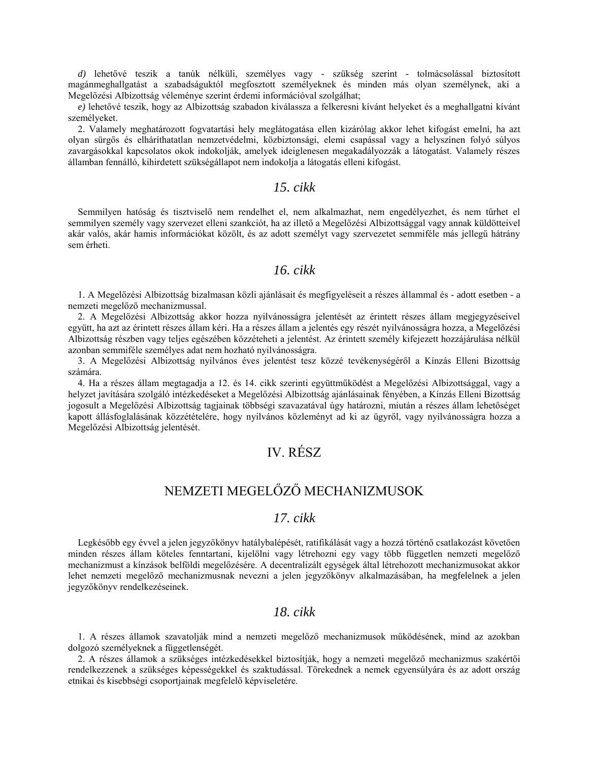*d)* lehetővé teszik a tanúk nélküli, személyes vagy - szükség szerint - tolmácsolással biztosított magánmeghallgatást a szabadságuktól megfosztott személyeknek és minden más olyan személynek, aki a Megelőzési Albizottság véleménye szerint érdemi információval szolgálhat;

*e)* lehetővé teszik, hogy az Albizottság szabadon kiválassza a felkeresni kívánt helyeket és a meghallgatni kívánt személyeket.

2. Valamely meghatározott fogvatartási hely meglátogatása ellen kizárólag akkor lehet kifogást emelni, ha azt olyan sürgős és elháríthatatlan nemzetvédelmi, közbiztonsági, elemi csapással vagy a helyszínen folyó súlyos zavargásokkal kapcsolatos okok indokolják, amelyek ideiglenesen megakadályozzák a látogatást. Valamely részes államban fennálló, kihirdetett szükségállapot nem indokolja a látogatás elleni kifogást.

## *15. cikk*

Semmilyen hatóság és tisztviselő nem rendelhet el, nem alkalmazhat, nem engedélyezhet, és nem tűrhet el semmilyen személy vagy szervezet elleni szankciót, ha az illető a Megelőzési Albizottsággal vagy annak küldötteivel akár valós, akár hamis információkat közölt, és az adott személyt vagy szervezetet semmiféle más jellegű hátrány sem érheti.

## *16. cikk*

1. A Megelőzési Albizottság bizalmasan közli ajánlásait és megfigyeléseit a részes állammal és - adott esetben - a nemzeti megelőző mechanizmussal.

2. A Megelőzési Albizottság akkor hozza nyilvánosságra jelentését az érintett részes állam megjegyzéseivel együtt, ha azt az érintett részes állam kéri. Ha a részes állam a jelentés egy részét nyilvánosságra hozza, a Megelőzési Albizottság részben vagy teljes egészében közzéteheti a jelentést. Az érintett személy kifejezett hozzájárulása nélkül azonban semmiféle személyes adat nem hozható nyilvánosságra.

3. A Megelőzési Albizottság nyilvános éves jelentést tesz közzé tevékenységéről a Kínzás Elleni Bizottság számára.

4. Ha a részes állam megtagadja a 12. és 14. cikk szerinti együttműködést a Megelőzési Albizottsággal, vagy a helyzet javítására szolgáló intézkedéseket a Megelőzési Albizottság ajánlásainak fényében, a Kínzás Elleni Bizottság jogosult a Megelőzési Albizottság tagjainak többségi szavazatával úgy határozni, miután a részes állam lehetőséget kapott állásfoglalásának közzétételére, hogy nyilvános közleményt ad ki az ügyről, vagy nyilvánosságra hozza a Megelőzési Albizottság jelentését.

# IV. RÉSZ

# NEMZETI MEGELŐZŐ MECHANIZMUSOK

## *17. cikk*

Legkésőbb egy évvel a jelen jegyzőkönyv hatálybalépését, ratifikálását vagy a hozzá történő csatlakozást követően minden részes állam köteles fenntartani, kijelölni vagy létrehozni egy vagy több független nemzeti megelőző mechanizmust a kínzások belföldi megelőzésére. A decentralizált egységek által létrehozott mechanizmusokat akkor lehet nemzeti megelőző mechanizmusnak nevezni a jelen jegyzőkönyv alkalmazásában, ha megfelelnek a jelen jegyzőkönyv rendelkezéseinek.

## *18. cikk*

1. A részes államok szavatolják mind a nemzeti megelőző mechanizmusok működésének, mind az azokban dolgozó személyeknek a függetlenségét.

2. A részes államok a szükséges intézkedésekkel biztosítják, hogy a nemzeti megelőző mechanizmus szakértői rendelkezzenek a szükséges képességekkel és szaktudással. Törekednek a nemek egyensúlyára és az adott ország etnikai és kisebbségi csoportjainak megfelelő képviseletére.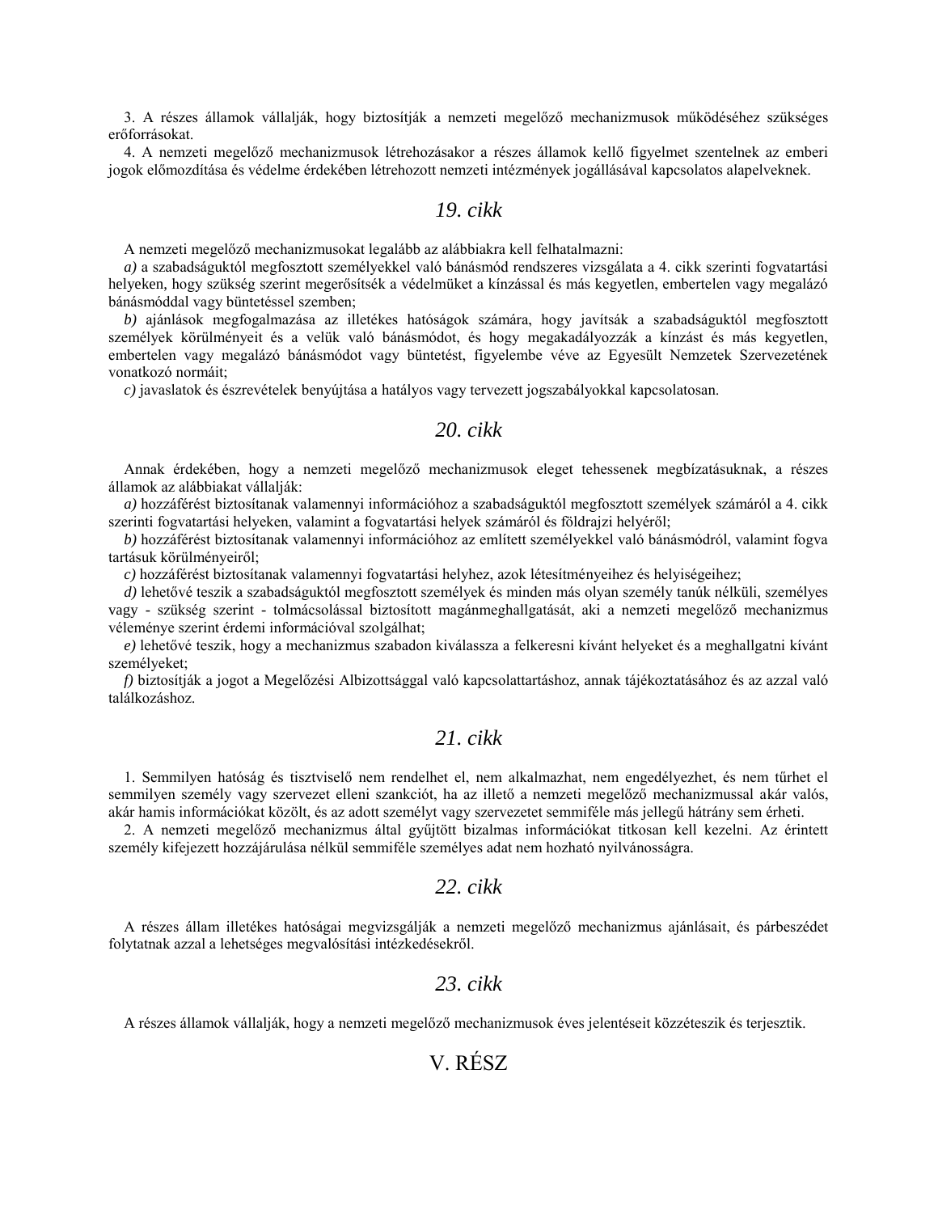3. A részes államok vállalják, hogy biztosítják a nemzeti megelőző mechanizmusok működéséhez szükséges erőforrásokat.

4. A nemzeti megelőző mechanizmusok létrehozásakor a részes államok kellő figyelmet szentelnek az emberi jogok előmozdítása és védelme érdekében létrehozott nemzeti intézmények jogállásával kapcsolatos alapelveknek.

## *19. cikk*

A nemzeti megelőző mechanizmusokat legalább az alábbiakra kell felhatalmazni:

*a)* a szabadságuktól megfosztott személyekkel való bánásmód rendszeres vizsgálata a 4. cikk szerinti fogvatartási helyeken, hogy szükség szerint megerősítsék a védelmüket a kínzással és más kegyetlen, embertelen vagy megalázó bánásmóddal vagy büntetéssel szemben;

*b)* ajánlások megfogalmazása az illetékes hatóságok számára, hogy javítsák a szabadságuktól megfosztott személyek körülményeit és a velük való bánásmódot, és hogy megakadályozzák a kínzást és más kegyetlen, embertelen vagy megalázó bánásmódot vagy büntetést, figyelembe véve az Egyesült Nemzetek Szervezetének vonatkozó normáit;

*c)* javaslatok és észrevételek benyújtása a hatályos vagy tervezett jogszabályokkal kapcsolatosan.

## *20. cikk*

Annak érdekében, hogy a nemzeti megelőző mechanizmusok eleget tehessenek megbízatásuknak, a részes államok az alábbiakat vállalják:

*a)* hozzáférést biztosítanak valamennyi információhoz a szabadságuktól megfosztott személyek számáról a 4. cikk szerinti fogvatartási helyeken, valamint a fogvatartási helyek számáról és földrajzi helyéről;

*b)* hozzáférést biztosítanak valamennyi információhoz az említett személyekkel való bánásmódról, valamint fogva tartásuk körülményeiről;

*c)* hozzáférést biztosítanak valamennyi fogvatartási helyhez, azok létesítményeihez és helyiségeihez;

*d)* lehetővé teszik a szabadságuktól megfosztott személyek és minden más olyan személy tanúk nélküli, személyes vagy - szükség szerint - tolmácsolással biztosított magánmeghallgatását, aki a nemzeti megelőző mechanizmus véleménye szerint érdemi információval szolgálhat;

*e)* lehetővé teszik, hogy a mechanizmus szabadon kiválassza a felkeresni kívánt helyeket és a meghallgatni kívánt személyeket;

*f)* biztosítják a jogot a Megelőzési Albizottsággal való kapcsolattartáshoz, annak tájékoztatásához és az azzal való találkozáshoz.

## *21. cikk*

1. Semmilyen hatóság és tisztviselő nem rendelhet el, nem alkalmazhat, nem engedélyezhet, és nem tűrhet el semmilyen személy vagy szervezet elleni szankciót, ha az illető a nemzeti megelőző mechanizmussal akár valós, akár hamis információkat közölt, és az adott személyt vagy szervezetet semmiféle más jellegű hátrány sem érheti.

2. A nemzeti megelőző mechanizmus által gyűjtött bizalmas információkat titkosan kell kezelni. Az érintett személy kifejezett hozzájárulása nélkül semmiféle személyes adat nem hozható nyilvánosságra.

## *22. cikk*

A részes állam illetékes hatóságai megvizsgálják a nemzeti megelőző mechanizmus ajánlásait, és párbeszédet folytatnak azzal a lehetséges megvalósítási intézkedésekről.

## *23. cikk*

A részes államok vállalják, hogy a nemzeti megelőző mechanizmusok éves jelentéseit közzéteszik és terjesztik.

# V. RÉSZ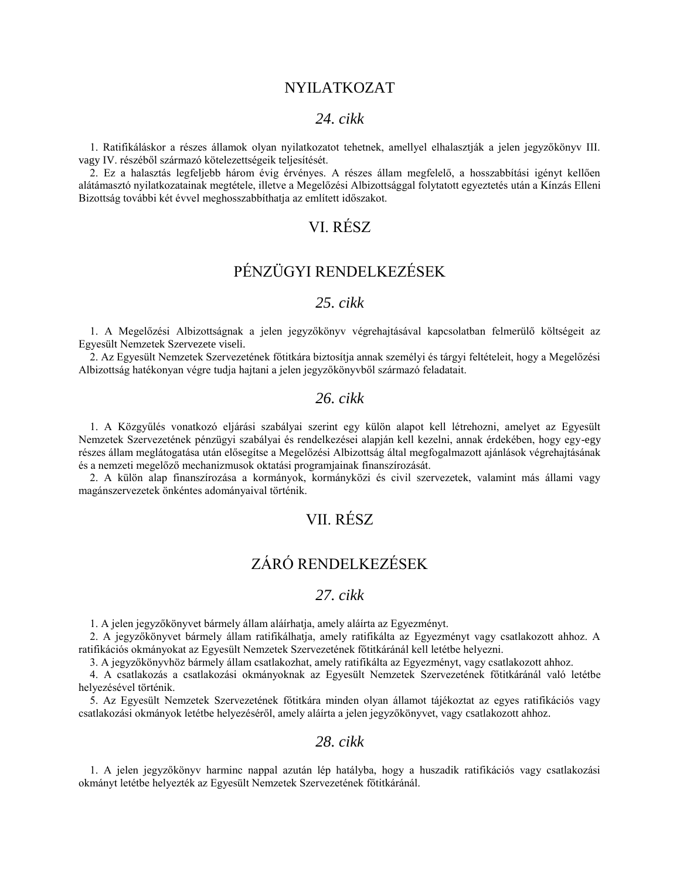## NYILATKOZAT

### *24. cikk*

1. Ratifikáláskor a részes államok olyan nyilatkozatot tehetnek, amellyel elhalasztják a jelen jegyzőkönyv III. vagy IV. részéből származó kötelezettségeik teljesítését.

2. Ez a halasztás legfeljebb három évig érvényes. A részes állam megfelelő, a hosszabbítási igényt kellően alátámasztó nyilatkozatainak megtétele, illetve a Megelőzési Albizottsággal folytatott egyeztetés után a Kínzás Elleni Bizottság további két évvel meghosszabbíthatja az említett időszakot.

## VI. RÉSZ

## PÉNZÜGYI RENDELKEZÉSEK

### *25. cikk*

1. A Megelőzési Albizottságnak a jelen jegyzőkönyv végrehajtásával kapcsolatban felmerülő költségeit az Egyesült Nemzetek Szervezete viseli.

2. Az Egyesült Nemzetek Szervezetének főtitkára biztosítja annak személyi és tárgyi feltételeit, hogy a Megelőzési Albizottság hatékonyan végre tudja hajtani a jelen jegyzőkönyvből származó feladatait.

### *26. cikk*

1. A Közgyűlés vonatkozó eljárási szabályai szerint egy külön alapot kell létrehozni, amelyet az Egyesült Nemzetek Szervezetének pénzügyi szabályai és rendelkezései alapján kell kezelni, annak érdekében, hogy egy-egy részes állam meglátogatása után elősegítse a Megelőzési Albizottság által megfogalmazott ajánlások végrehajtásának és a nemzeti megelőző mechanizmusok oktatási programjainak finanszírozását.

2. A külön alap finanszírozása a kormányok, kormányközi és civil szervezetek, valamint más állami vagy magánszervezetek önkéntes adományaival történik.

## VII. RÉSZ

## ZÁRÓ RENDELKEZÉSEK

### *27. cikk*

1. A jelen jegyzőkönyvet bármely állam aláírhatja, amely aláírta az Egyezményt.

2. A jegyzőkönyvet bármely állam ratifikálhatja, amely ratifikálta az Egyezményt vagy csatlakozott ahhoz. A ratifikációs okmányokat az Egyesült Nemzetek Szervezetének főtitkáránál kell letétbe helyezni.

3. A jegyzőkönyvhöz bármely állam csatlakozhat, amely ratifikálta az Egyezményt, vagy csatlakozott ahhoz.

4. A csatlakozás a csatlakozási okmányoknak az Egyesült Nemzetek Szervezetének főtitkáránál való letétbe helyezésével történik.

5. Az Egyesült Nemzetek Szervezetének főtitkára minden olyan államot tájékoztat az egyes ratifikációs vagy csatlakozási okmányok letétbe helyezéséről, amely aláírta a jelen jegyzőkönyvet, vagy csatlakozott ahhoz.

### *28. cikk*

1. A jelen jegyzőkönyv harminc nappal azután lép hatályba, hogy a huszadik ratifikációs vagy csatlakozási okmányt letétbe helyezték az Egyesült Nemzetek Szervezetének főtitkáránál.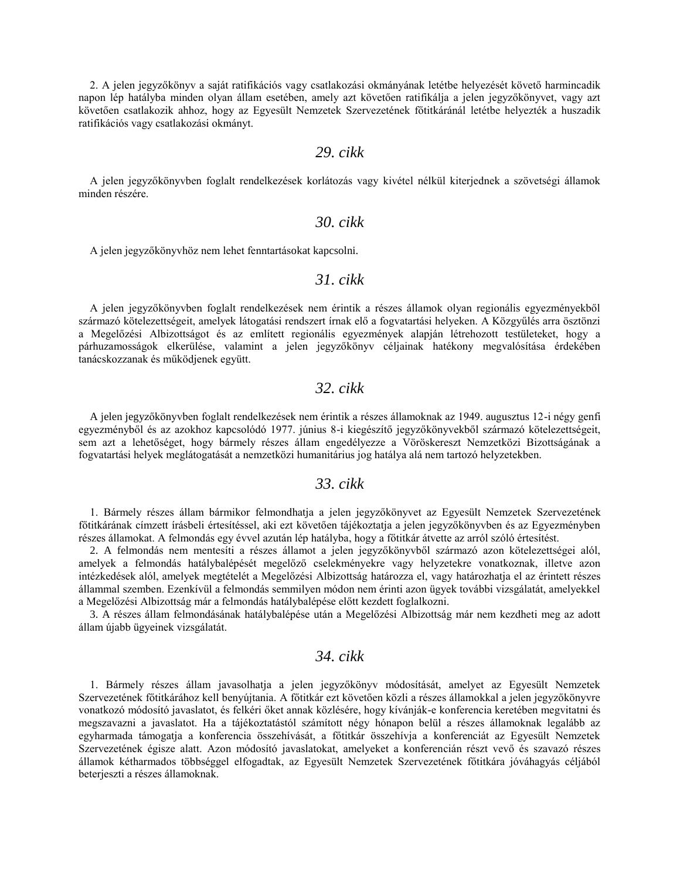2. A jelen jegyzőkönyv a saját ratifikációs vagy csatlakozási okmányának letétbe helyezését követő harmincadik napon lép hatályba minden olyan állam esetében, amely azt követően ratifikálja a jelen jegyzőkönyvet, vagy azt követően csatlakozik ahhoz, hogy az Egyesült Nemzetek Szervezetének főtitkáránál letétbe helyezték a huszadik ratifikációs vagy csatlakozási okmányt.

## *29. cikk*

A jelen jegyzőkönyvben foglalt rendelkezések korlátozás vagy kivétel nélkül kiterjednek a szövetségi államok minden részére.

## *30. cikk*

A jelen jegyzőkönyvhöz nem lehet fenntartásokat kapcsolni.

## *31. cikk*

A jelen jegyzőkönyvben foglalt rendelkezések nem érintik a részes államok olyan regionális egyezményekből származó kötelezettségeit, amelyek látogatási rendszert írnak elő a fogvatartási helyeken. A Közgyűlés arra ösztönzi a Megelőzési Albizottságot és az említett regionális egyezmények alapján létrehozott testületeket, hogy a párhuzamosságok elkerülése, valamint a jelen jegyzőkönyv céljainak hatékony megvalósítása érdekében tanácskozzanak és működjenek együtt.

## *32. cikk*

A jelen jegyzőkönyvben foglalt rendelkezések nem érintik a részes államoknak az 1949. augusztus 12-i négy genfi egyezményből és az azokhoz kapcsolódó 1977. június 8-i kiegészítő jegyzőkönyvekből származó kötelezettségeit, sem azt a lehetőséget, hogy bármely részes állam engedélyezze a Vöröskereszt Nemzetközi Bizottságának a fogvatartási helyek meglátogatását a nemzetközi humanitárius jog hatálya alá nem tartozó helyzetekben.

## *33. cikk*

1. Bármely részes állam bármikor felmondhatja a jelen jegyzőkönyvet az Egyesült Nemzetek Szervezetének főtitkárának címzett írásbeli értesítéssel, aki ezt követően tájékoztatja a jelen jegyzőkönyvben és az Egyezményben részes államokat. A felmondás egy évvel azután lép hatályba, hogy a főtitkár átvette az arról szóló értesítést.

2. A felmondás nem mentesíti a részes államot a jelen jegyzőkönyvből származó azon kötelezettségei alól, amelyek a felmondás hatálybalépését megelőző cselekményekre vagy helyzetekre vonatkoznak, illetve azon intézkedések alól, amelyek megtételét a Megelőzési Albizottság határozza el, vagy határozhatja el az érintett részes állammal szemben. Ezenkívül a felmondás semmilyen módon nem érinti azon ügyek további vizsgálatát, amelyekkel a Megelőzési Albizottság már a felmondás hatálybalépése előtt kezdett foglalkozni.

3. A részes állam felmondásának hatálybalépése után a Megelőzési Albizottság már nem kezdheti meg az adott állam újabb ügyeinek vizsgálatát.

## *34. cikk*

1. Bármely részes állam javasolhatja a jelen jegyzőkönyv módosítását, amelyet az Egyesült Nemzetek Szervezetének főtitkárához kell benyújtania. A főtitkár ezt követően közli a részes államokkal a jelen jegyzőkönyvre vonatkozó módosító javaslatot, és felkéri őket annak közlésére, hogy kívánják-e konferencia keretében megvitatni és megszavazni a javaslatot. Ha a tájékoztatástól számított négy hónapon belül a részes államoknak legalább az egyharmada támogatja a konferencia összehívását, a főtitkár összehívja a konferenciát az Egyesült Nemzetek Szervezetének égisze alatt. Azon módosító javaslatokat, amelyeket a konferencián részt vevő és szavazó részes államok kétharmados többséggel elfogadtak, az Egyesült Nemzetek Szervezetének főtitkára jóváhagyás céljából beterjeszti a részes államoknak.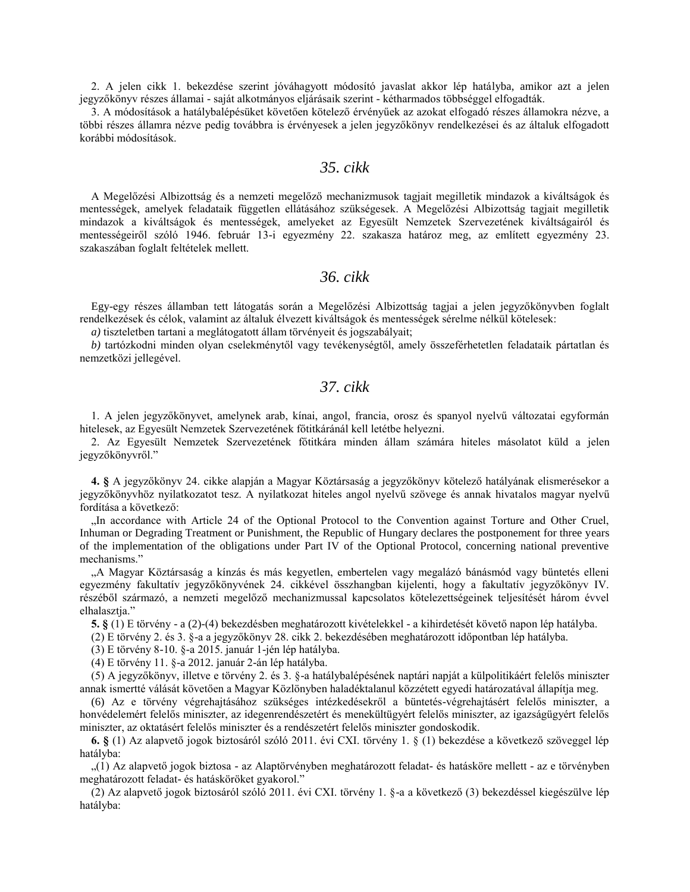2. A jelen cikk 1. bekezdése szerint jóváhagyott módosító javaslat akkor lép hatályba, amikor azt a jelen jegyzőkönyv részes államai - saját alkotmányos eljárásaik szerint - kétharmados többséggel elfogadták.

3. A módosítások a hatálybalépésüket követően kötelező érvényűek az azokat elfogadó részes államokra nézve, a többi részes államra nézve pedig továbbra is érvényesek a jelen jegyzőkönyv rendelkezései és az általuk elfogadott korábbi módosítások.

## *35. cikk*

A Megelőzési Albizottság és a nemzeti megelőző mechanizmusok tagjait megilletik mindazok a kiváltságok és mentességek, amelyek feladataik független ellátásához szükségesek. A Megelőzési Albizottság tagjait megilletik mindazok a kiváltságok és mentességek, amelyeket az Egyesült Nemzetek Szervezetének kiváltságairól és mentességeiről szóló 1946. február 13-i egyezmény 22. szakasza határoz meg, az említett egyezmény 23. szakaszában foglalt feltételek mellett.

## *36. cikk*

Egy-egy részes államban tett látogatás során a Megelőzési Albizottság tagjai a jelen jegyzőkönyvben foglalt rendelkezések és célok, valamint az általuk élvezett kiváltságok és mentességek sérelme nélkül kötelesek:

*a)* tiszteletben tartani a meglátogatott állam törvényeit és jogszabályait;

*b)* tartózkodni minden olyan cselekménytől vagy tevékenységtől, amely összeférhetetlen feladataik pártatlan és nemzetközi jellegével.

## *37. cikk*

1. A jelen jegyzőkönyvet, amelynek arab, kínai, angol, francia, orosz és spanyol nyelvű változatai egyformán hitelesek, az Egyesült Nemzetek Szervezetének főtitkáránál kell letétbe helyezni.

2. Az Egyesült Nemzetek Szervezetének főtitkára minden állam számára hiteles másolatot küld a jelen jegyzőkönyvről."

**4. §** A jegyzőkönyv 24. cikke alapján a Magyar Köztársaság a jegyzőkönyv kötelező hatályának elismerésekor a jegyzőkönyvhöz nyilatkozatot tesz. A nyilatkozat hiteles angol nyelvű szövege és annak hivatalos magyar nyelvű fordítása a következő:

„In accordance with Article 24 of the Optional Protocol to the Convention against Torture and Other Cruel, Inhuman or Degrading Treatment or Punishment, the Republic of Hungary declares the postponement for three years of the implementation of the obligations under Part IV of the Optional Protocol, concerning national preventive mechanisms."

„A Magyar Köztársaság a kínzás és más kegyetlen, embertelen vagy megalázó bánásmód vagy büntetés elleni egyezmény fakultatív jegyzőkönyvének 24. cikkével összhangban kijelenti, hogy a fakultatív jegyzőkönyv IV. részéből származó, a nemzeti megelőző mechanizmussal kapcsolatos kötelezettségeinek teljesítését három évvel elhalasztja."

**5. §** (1) E törvény - a (2)-(4) bekezdésben meghatározott kivételekkel - a kihirdetését követő napon lép hatályba.

(2) E törvény 2. és 3. §-a a jegyzőkönyv 28. cikk 2. bekezdésében meghatározott időpontban lép hatályba.

(3) E törvény 8-10. §-a 2015. január 1-jén lép hatályba.

(4) E törvény 11. §-a 2012. január 2-án lép hatályba.

(5) A jegyzőkönyv, illetve e törvény 2. és 3. §-a hatálybalépésének naptári napját a külpolitikáért felelős miniszter annak ismertté válását követően a Magyar Közlönyben haladéktalanul közzétett egyedi határozatával állapítja meg.

(6) Az e törvény végrehajtásához szükséges intézkedésekről a büntetés-végrehajtásért felelős miniszter, a honvédelemért felelős miniszter, az idegenrendészetért és menekültügyért felelős miniszter, az igazságügyért felelős miniszter, az oktatásért felelős miniszter és a rendészetért felelős miniszter gondoskodik.

**6. §** (1) Az alapvető jogok biztosáról szóló 2011. évi CXI. törvény 1. § (1) bekezdése a következő szöveggel lép hatályba:

„(1) Az alapvető jogok biztosa - az Alaptörvényben meghatározott feladat- és hatásköre mellett - az e törvényben meghatározott feladat- és hatásköröket gyakorol."

(2) Az alapvető jogok biztosáról szóló 2011. évi CXI. törvény 1. §-a a következő (3) bekezdéssel kiegészülve lép hatályba: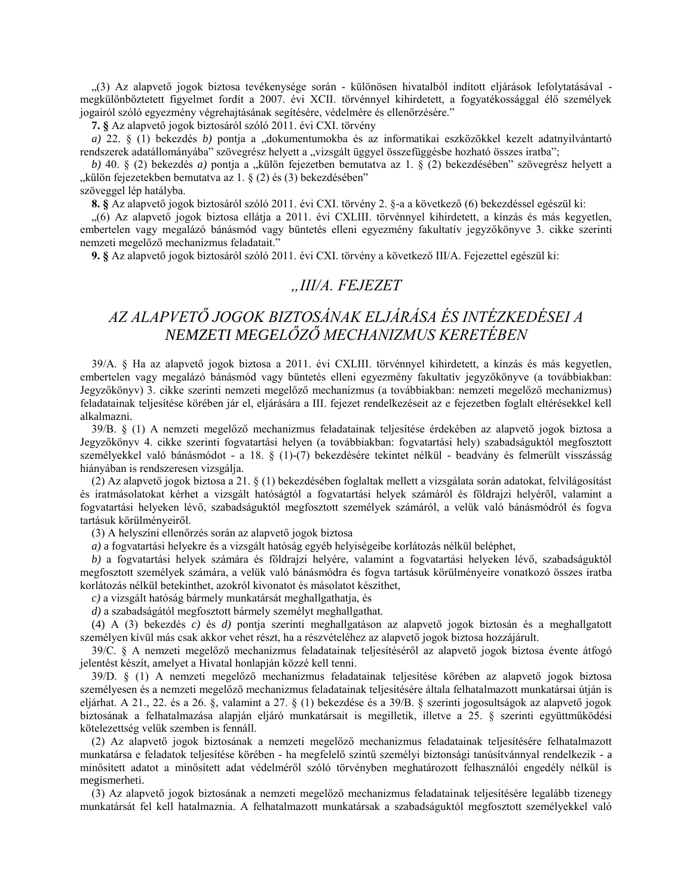„(3) Az alapvető jogok biztosa tevékenysége során - különösen hivatalból indított eljárások lefolytatásával - megkülönböztetett figyelmet fordít a 2007. évi XCII. törvénnyel kihirdetett, a fogyatékossággal élő személyek jogairól szóló egyezmény végrehajtásának segítésére, védelmére és ellenőrzésére.”

**7. §** Az alapvető jogok biztosáról szóló 2011. évi CXI. törvény

*a)* 22. § (1) bekezdés *b)* pontja a „dokumentumokba és az informatikai eszközökkel kezelt adatnyilvántartó rendszerek adatállományába” szövegrész helyett a „vizsgált üggyel összefüggésbe hozható összes iratba”;

*b)* 40. § (2) bekezdés *a)* pontja a „külön fejezetben bemutatva az 1. § (2) bekezdésében” szövegrész helyett a „külön fejezetekben bemutatva az 1. § (2) és (3) bekezdésében”

szöveggel lép hatályba.

**8. §** Az alapvető jogok biztosáról szóló 2011. évi CXI. törvény 2. §-a a következő (6) bekezdéssel egészül ki:

„(6) Az alapvető jogok biztosa ellátja a 2011. évi CXLIII. törvénnyel kihirdetett, a kínzás és más kegyetlen, embertelen vagy megalázó bánásmód vagy büntetés elleni egyezmény fakultatív jegyzőkönyve 3. cikke szerinti nemzeti megelőző mechanizmus feladatait.”

**9. §** Az alapvető jogok biztosáról szóló 2011. évi CXI. törvény a következő III/A. Fejezettel egészül ki:

## *„III/A. FEJEZET*

## *AZ ALAPVETŐ JOGOK BIZTOSÁNAK ELJÁRÁSA ÉS INTÉZKEDÉSEI A NEMZETI MEGELŐZŐ MECHANIZMUS KERETÉBEN*

39/A. § Ha az alapvető jogok biztosa a 2011. évi CXLIII. törvénnyel kihirdetett, a kínzás és más kegyetlen, embertelen vagy megalázó bánásmód vagy büntetés elleni egyezmény fakultatív jegyzőkönyve (a továbbiakban: Jegyzőkönyv) 3. cikke szerinti nemzeti megelőző mechanizmus (a továbbiakban: nemzeti megelőző mechanizmus) feladatainak teljesítése körében jár el, eljárására a III. fejezet rendelkezéseit az e fejezetben foglalt eltérésekkel kell alkalmazni.

39/B. § (1) A nemzeti megelőző mechanizmus feladatainak teljesítése érdekében az alapvető jogok biztosa a Jegyzőkönyv 4. cikke szerinti fogvatartási helyen (a továbbiakban: fogvatartási hely) szabadságuktól megfosztott személyekkel való bánásmódot - a 18. § (1)-(7) bekezdésére tekintet nélkül - beadvány és felmerült visszásság hiányában is rendszeresen vizsgálja.

(2) Az alapvető jogok biztosa a 21. § (1) bekezdésében foglaltak mellett a vizsgálata során adatokat, felvilágosítást és iratmásolatokat kérhet a vizsgált hatóságtól a fogvatartási helyek számáról és földrajzi helyéről, valamint a fogvatartási helyeken lévő, szabadságuktól megfosztott személyek számáról, a velük való bánásmódról és fogva tartásuk körülményeiről.

(3) A helyszíni ellenőrzés során az alapvető jogok biztosa

*a)* a fogvatartási helyekre és a vizsgált hatóság egyéb helyiségeibe korlátozás nélkül beléphet,

*b)* a fogvatartási helyek számára és földrajzi helyére, valamint a fogvatartási helyeken lévő, szabadságuktól megfosztott személyek számára, a velük való bánásmódra és fogva tartásuk körülményeire vonatkozó összes iratba korlátozás nélkül betekinthet, azokról kivonatot és másolatot készíthet,

*c)* a vizsgált hatóság bármely munkatársát meghallgathatja, és

*d)* a szabadságától megfosztott bármely személyt meghallgathat.

(4) A (3) bekezdés *c)* és *d)* pontja szerinti meghallgatáson az alapvető jogok biztosán és a meghallgatott személyen kívül más csak akkor vehet részt, ha a részvételéhez az alapvető jogok biztosa hozzájárult.

39/C. § A nemzeti megelőző mechanizmus feladatainak teljesítéséről az alapvető jogok biztosa évente átfogó jelentést készít, amelyet a Hivatal honlapján közzé kell tenni.

39/D. § (1) A nemzeti megelőző mechanizmus feladatainak teljesítése körében az alapvető jogok biztosa személyesen és a nemzeti megelőző mechanizmus feladatainak teljesítésére általa felhatalmazott munkatársai útján is eljárhat. A 21., 22. és a 26. §, valamint a 27. § (1) bekezdése és a 39/B. § szerinti jogosultságok az alapvető jogok biztosának a felhatalmazása alapján eljáró munkatársait is megilletik, illetve a 25. § szerinti együttműködési kötelezettség velük szemben is fennáll.

(2) Az alapvető jogok biztosának a nemzeti megelőző mechanizmus feladatainak teljesítésére felhatalmazott munkatársa e feladatok teljesítése körében - ha megfelelő szintű személyi biztonsági tanúsítvánnyal rendelkezik - a minősített adatot a minősített adat védelméről szóló törvényben meghatározott felhasználói engedély nélkül is megismerheti.

(3) Az alapvető jogok biztosának a nemzeti megelőző mechanizmus feladatainak teljesítésére legalább tizenegy munkatársát fel kell hatalmaznia. A felhatalmazott munkatársak a szabadságuktól megfosztott személyekkel való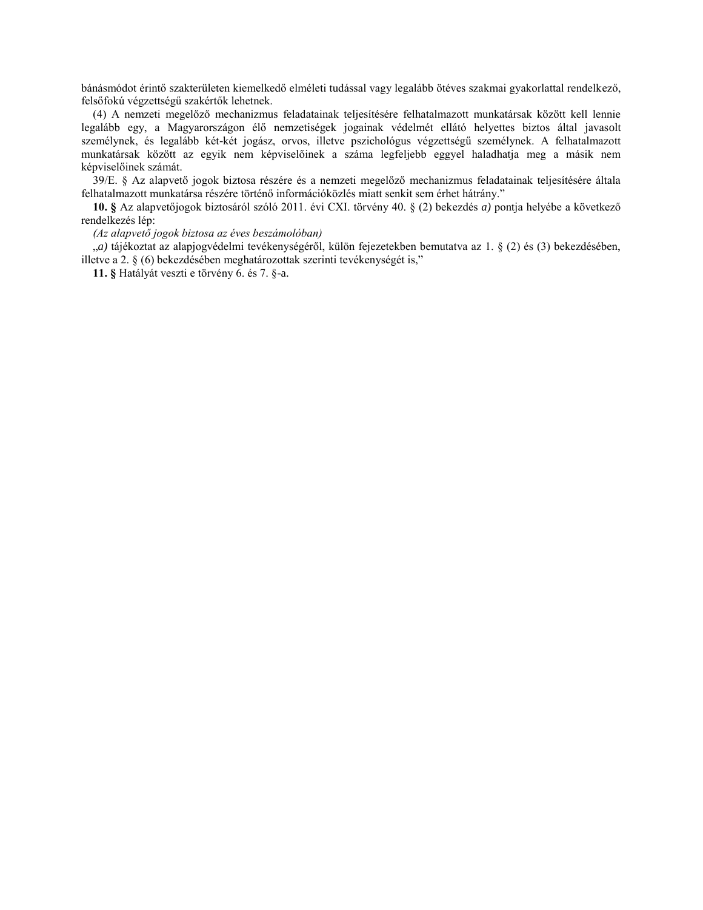bánásmódot érintő szakterületen kiemelkedő elméleti tudással vagy legalább ötéves szakmai gyakorlattal rendelkező, felsőfokú végzettségű szakértők lehetnek.

(4) A nemzeti megelőző mechanizmus feladatainak teljesítésére felhatalmazott munkatársak között kell lennie legalább egy, a Magyarországon élő nemzetiségek jogainak védelmét ellátó helyettes biztos által javasolt személynek, és legalább két-két jogász, orvos, illetve pszichológus végzettségű személynek. A felhatalmazott munkatársak között az egyik nem képviselőinek a száma legfeljebb eggyel haladhatja meg a másik nem képviselőinek számát.

39/E. § Az alapvető jogok biztosa részére és a nemzeti megelőző mechanizmus feladatainak teljesítésére általa felhatalmazott munkatársa részére történő információközlés miatt senkit sem érhet hátrány."

**10. §** Az alapvetőjogok biztosáról szóló 2011. évi CXI. törvény 40. § (2) bekezdés *a)* pontja helyébe a következő rendelkezés lép:

*(Az alapvető jogok biztosa az éves beszámolóban)*

„*a)* tájékoztat az alapjogvédelmi tevékenységéről, külön fejezetekben bemutatva az 1. § (2) és (3) bekezdésében, illetve a 2. § (6) bekezdésében meghatározottak szerinti tevékenységét is,"

**11. §** Hatályát veszti e törvény 6. és 7. §-a.